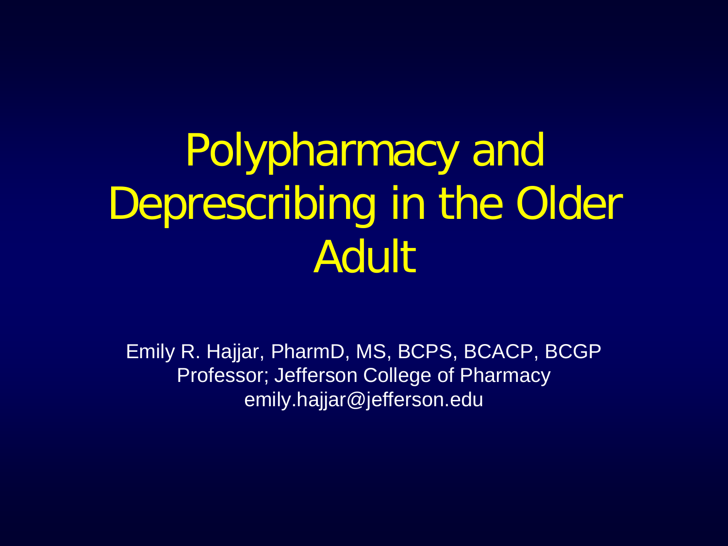# Polypharmacy and Deprescribing in the Older Adult

Emily R. Hajjar, PharmD, MS, BCPS, BCACP, BCGP
Professor; Jefferson College of Pharmacy
emily.hajjar@jefferson.edu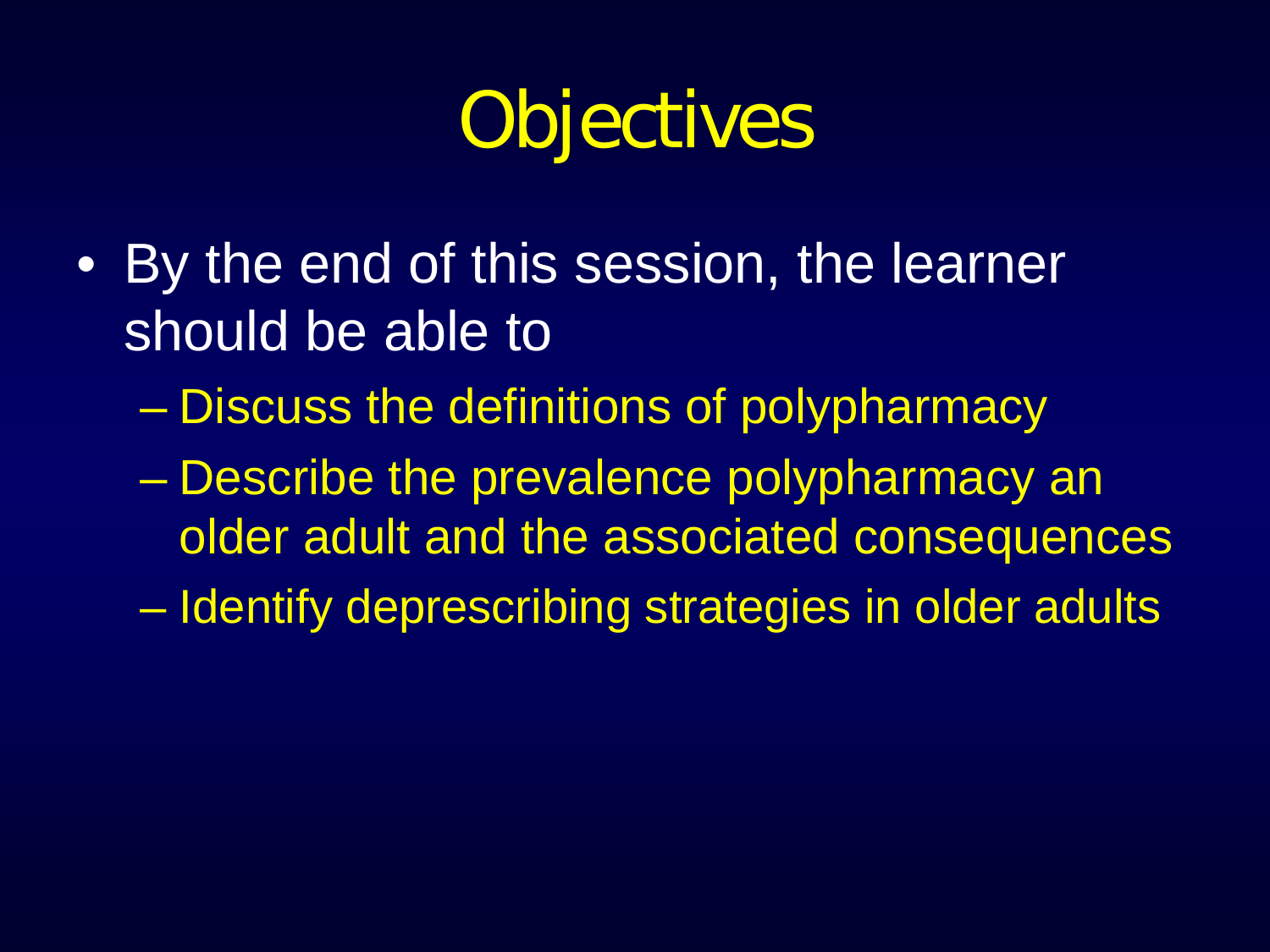# Objectives

- By the end of this session, the learner should be able to
  - Discuss the definitions of polypharmacy
  - Describe the prevalence polypharmacy an older adult and the associated consequences
  - Identify deprescribing strategies in older adults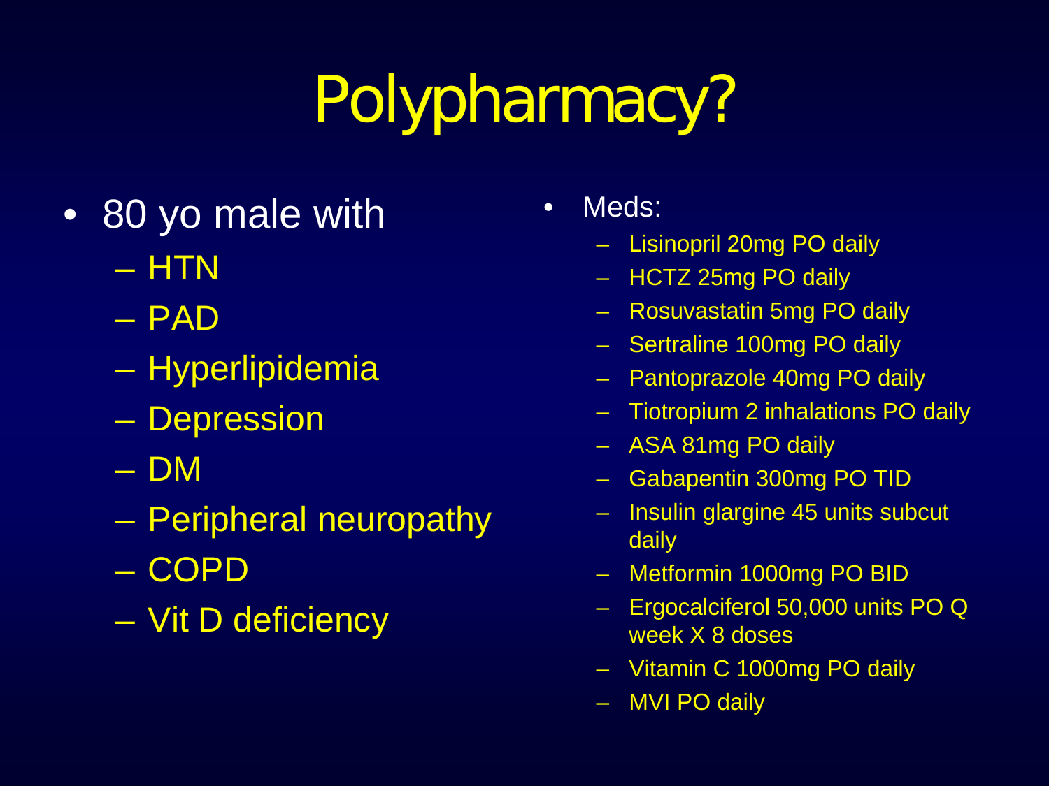# Polypharmacy?

- 80 yo male with
  - HTN
  - PAD
  - Hyperlipidemia
  - Depression
  - DM
  - Peripheral neuropathy
  - COPD
  - Vit D deficiency

- Meds:
  - Lisinopril 20mg PO daily
  - HCTZ 25mg PO daily
  - Rosuvastatin 5mg PO daily
  - Sertraline 100mg PO daily
  - Pantoprazole 40mg PO daily
  - Tiotropium 2 inhalations PO daily
  - ASA 81mg PO daily
  - Gabapentin 300mg PO TID
  - Insulin glargine 45 units subcut daily
  - Metformin 1000mg PO BID
  - Ergocalciferol 50,000 units PO Q week X 8 doses
  - Vitamin C 1000mg PO daily
  - MVI PO daily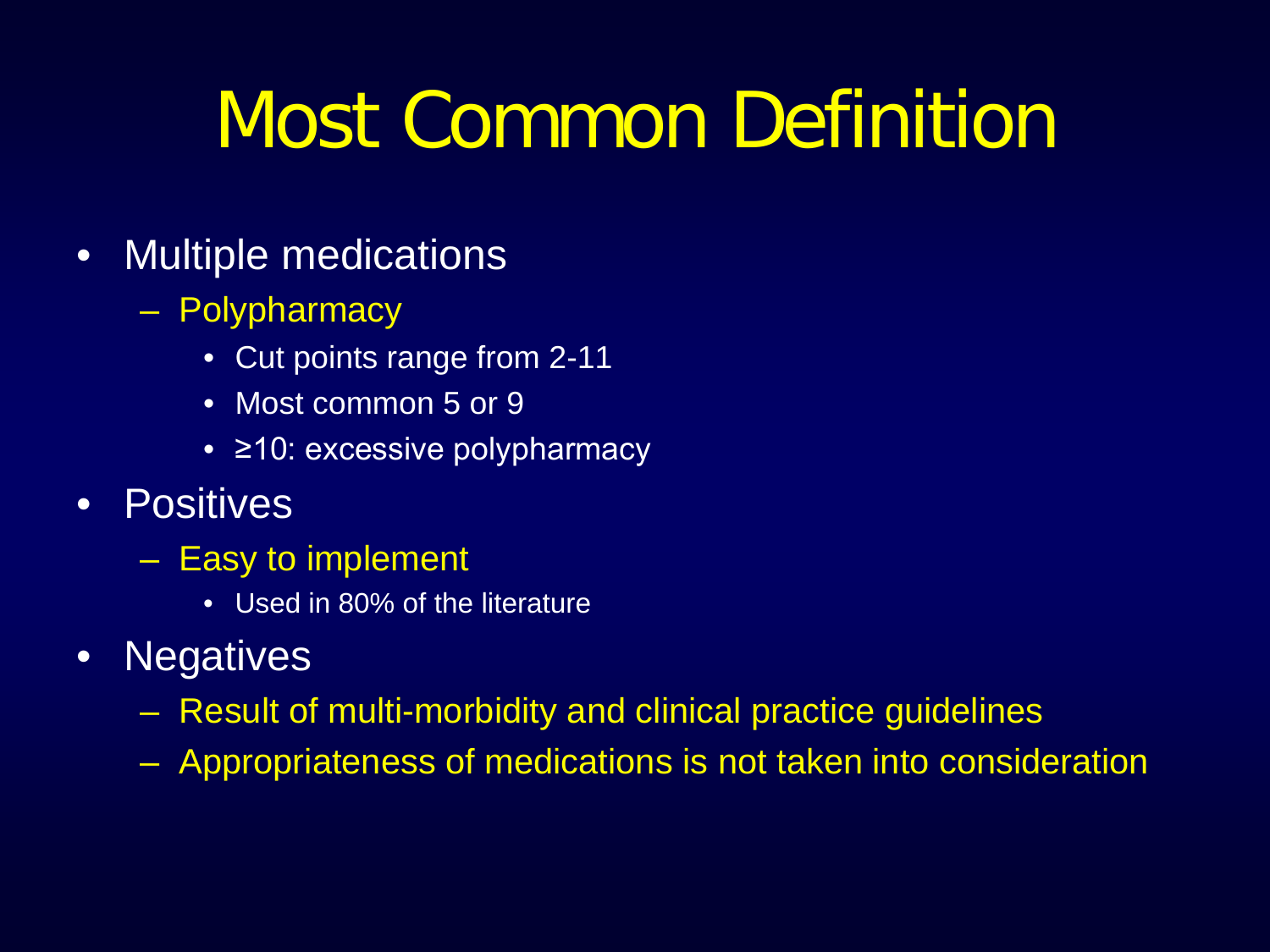# Most Common Definition

- Multiple medications
  - Polypharmacy
    - Cut points range from 2-11
    - Most common 5 or 9
    - ≥10: excessive polypharmacy
- Positives
  - Easy to implement
    - Used in 80% of the literature
- Negatives
  - Result of multi-morbidity and clinical practice guidelines
  - Appropriateness of medications is not taken into consideration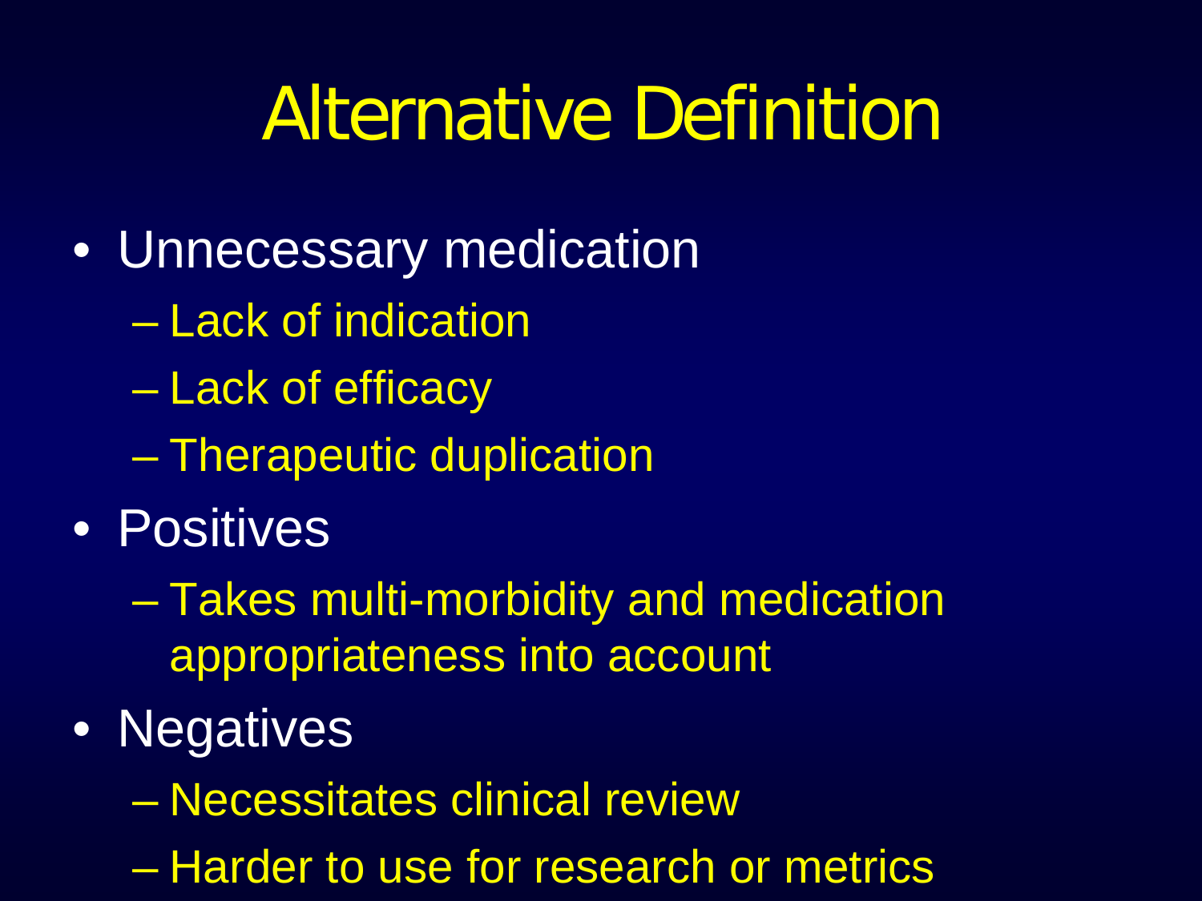# Alternative Definition

- Unnecessary medication
  - Lack of indication
  - Lack of efficacy
  - Therapeutic duplication
- Positives
  - Takes multi-morbidity and medication appropriateness into account
- Negatives
  - Necessitates clinical review
  - Harder to use for research or metrics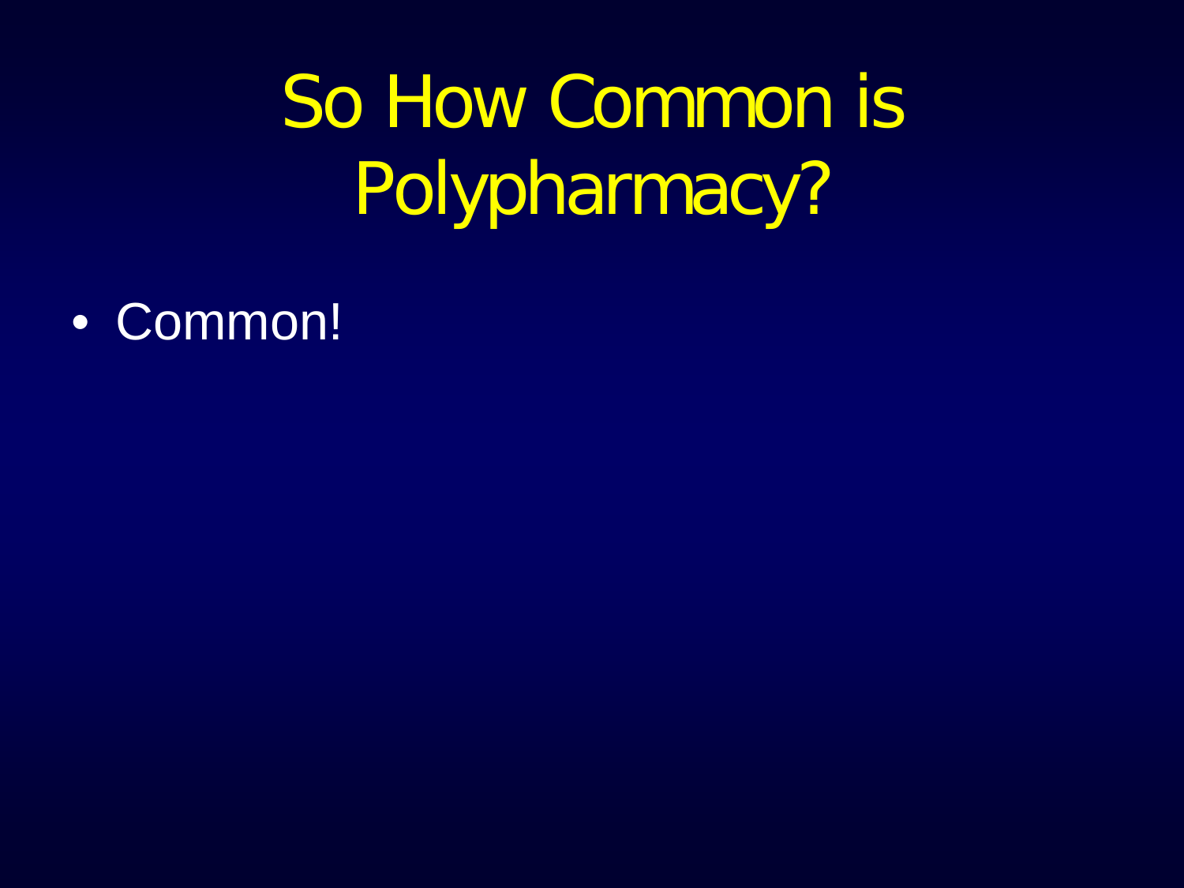# So How Common is Polypharmacy?

- Common!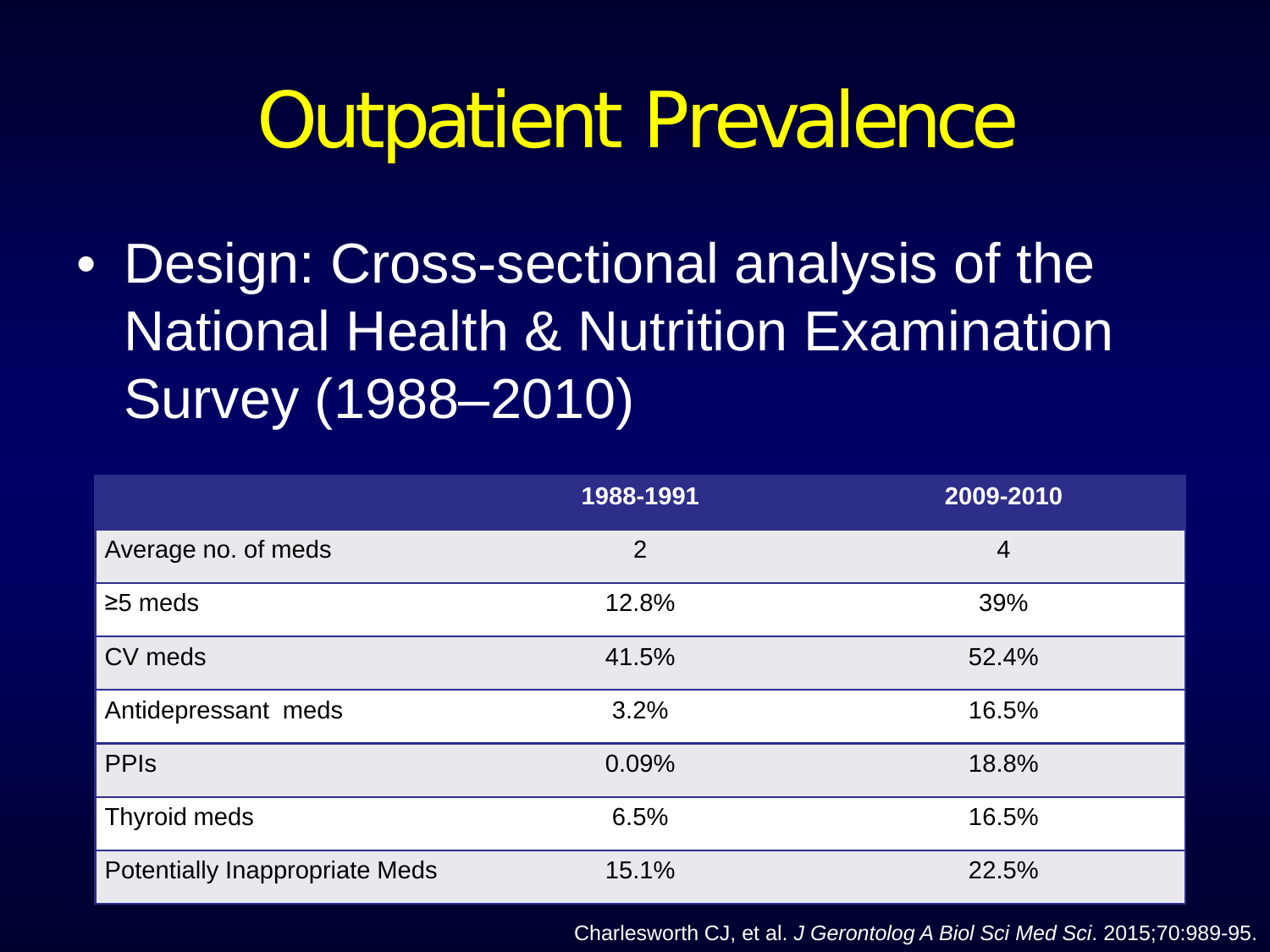# Outpatient Prevalence

- Design: Cross-sectional analysis of the National Health & Nutrition Examination Survey (1988–2010)

| | 1988-1991 | 2009-2010 |
|---|---|---|
| Average no. of meds | 2 | 4 |
| ≥5 meds | 12.8% | 39% |
| CV meds | 41.5% | 52.4% |
| Antidepressant meds | 3.2% | 16.5% |
| PPIs | 0.09% | 18.8% |
| Thyroid meds | 6.5% | 16.5% |
| Potentially Inappropriate Meds | 15.1% | 22.5% |

Charlesworth CJ, et al. *J Gerontolog A Biol Sci Med Sci*. 2015;70:989-95.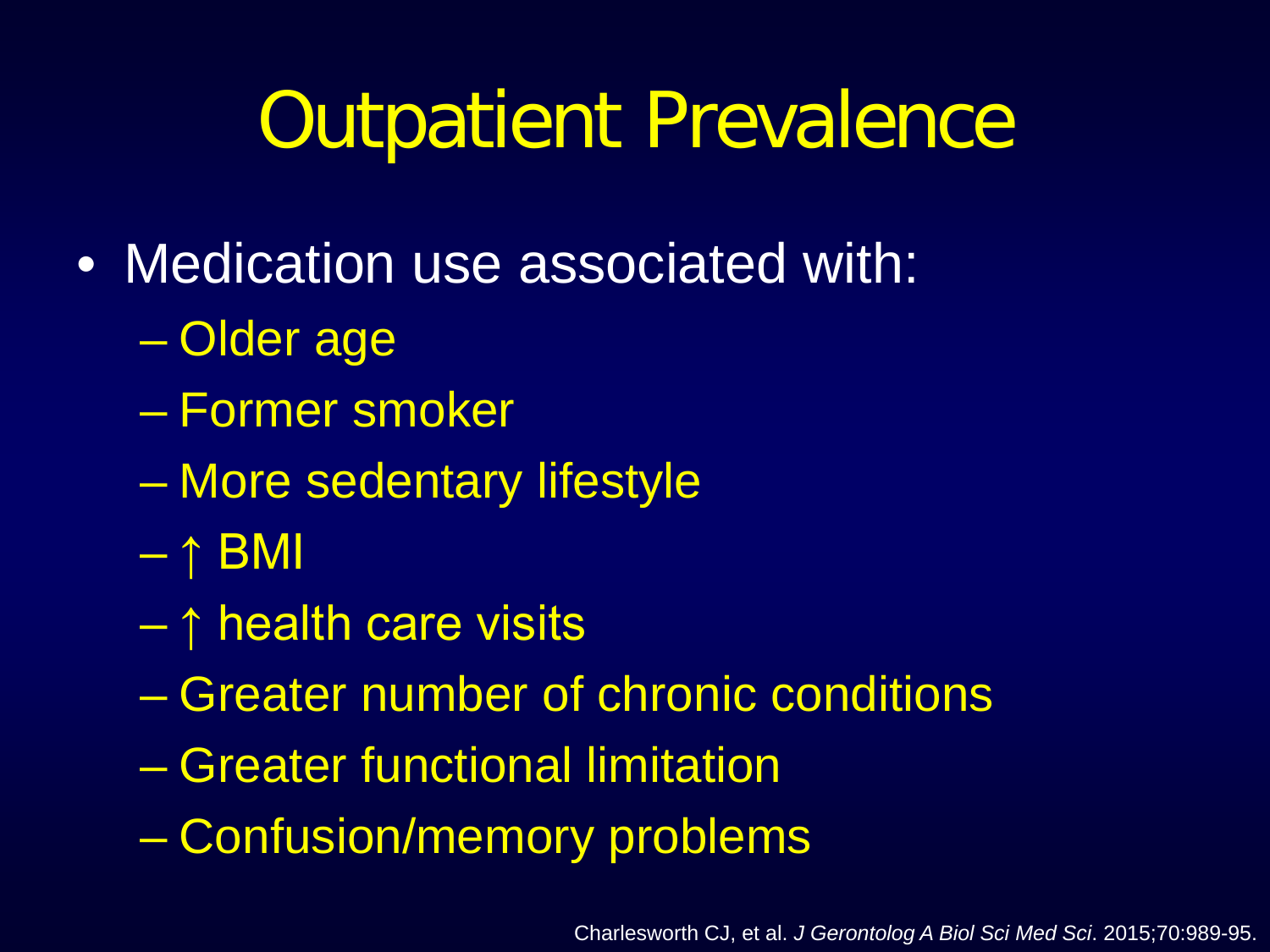# Outpatient Prevalence

- Medication use associated with:
  - Older age
  - Former smoker
  - More sedentary lifestyle
  - ↑ BMI
  - ↑ health care visits
  - Greater number of chronic conditions
  - Greater functional limitation
  - Confusion/memory problems

Charlesworth CJ, et al. *J Gerontolog A Biol Sci Med Sci*. 2015;70:989-95.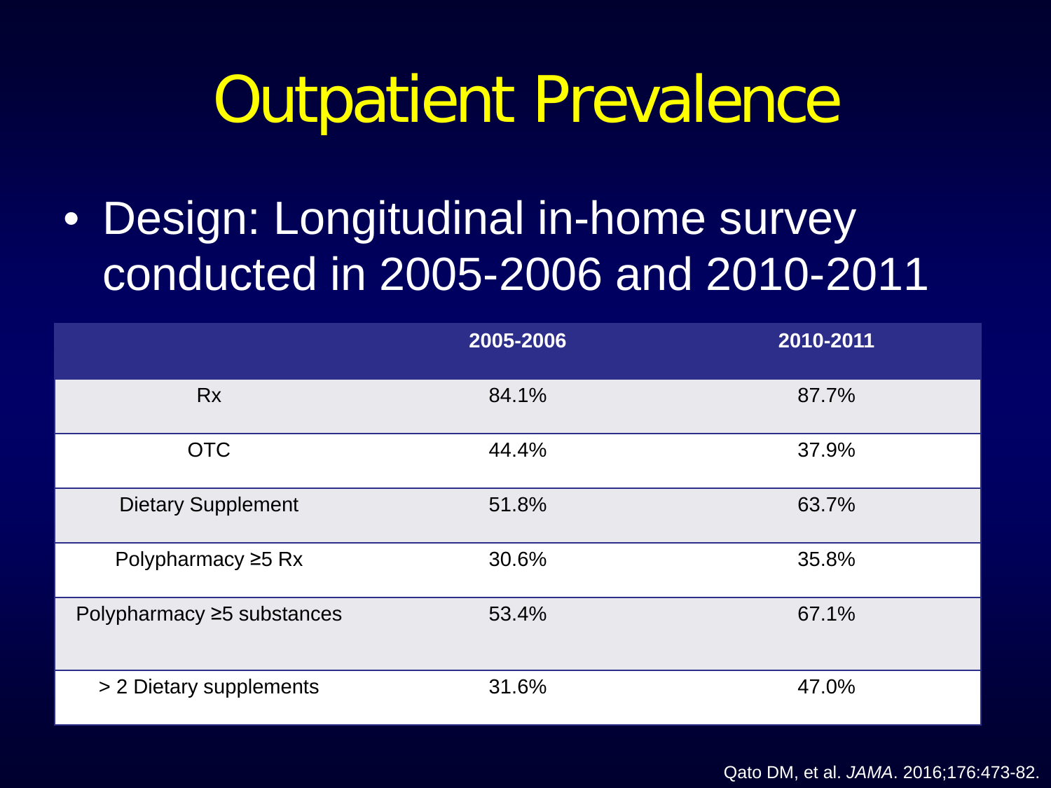# Outpatient Prevalence

- Design: Longitudinal in-home survey conducted in 2005-2006 and 2010-2011

| | 2005-2006 | 2010-2011 |
|---|---|---|
| Rx | 84.1% | 87.7% |
| OTC | 44.4% | 37.9% |
| Dietary Supplement | 51.8% | 63.7% |
| Polypharmacy ≥5 Rx | 30.6% | 35.8% |
| Polypharmacy ≥5 substances | 53.4% | 67.1% |
| > 2 Dietary supplements | 31.6% | 47.0% |

Qato DM, et al. *JAMA*. 2016;176:473-82.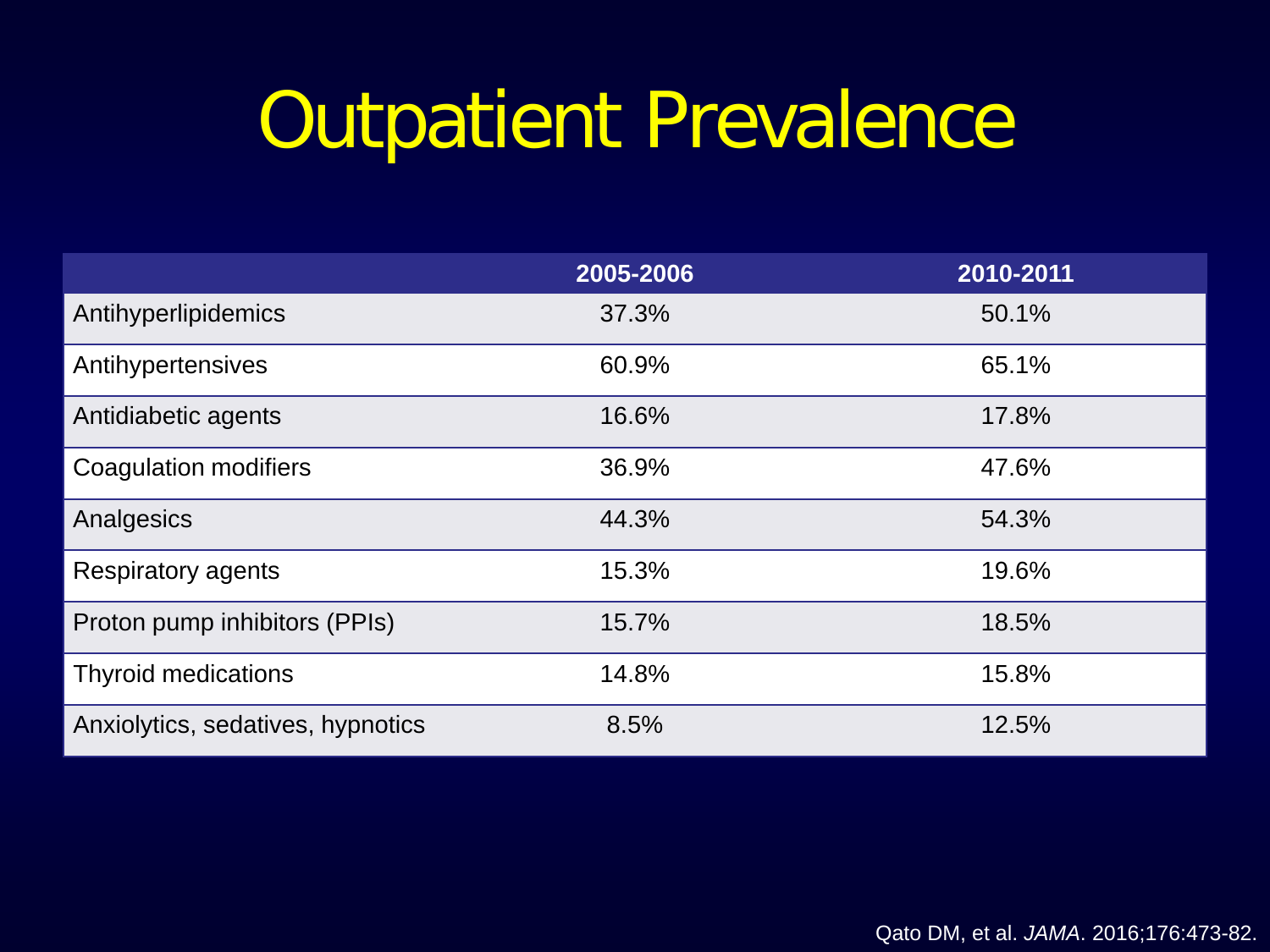# Outpatient Prevalence

| | 2005-2006 | 2010-2011 |
|---|---|---|
| Antihyperlipidemics | 37.3% | 50.1% |
| Antihypertensives | 60.9% | 65.1% |
| Antidiabetic agents | 16.6% | 17.8% |
| Coagulation modifiers | 36.9% | 47.6% |
| Analgesics | 44.3% | 54.3% |
| Respiratory agents | 15.3% | 19.6% |
| Proton pump inhibitors (PPIs) | 15.7% | 18.5% |
| Thyroid medications | 14.8% | 15.8% |
| Anxiolytics, sedatives, hypnotics | 8.5% | 12.5% |

Qato DM, et al. *JAMA*. 2016;176:473-82.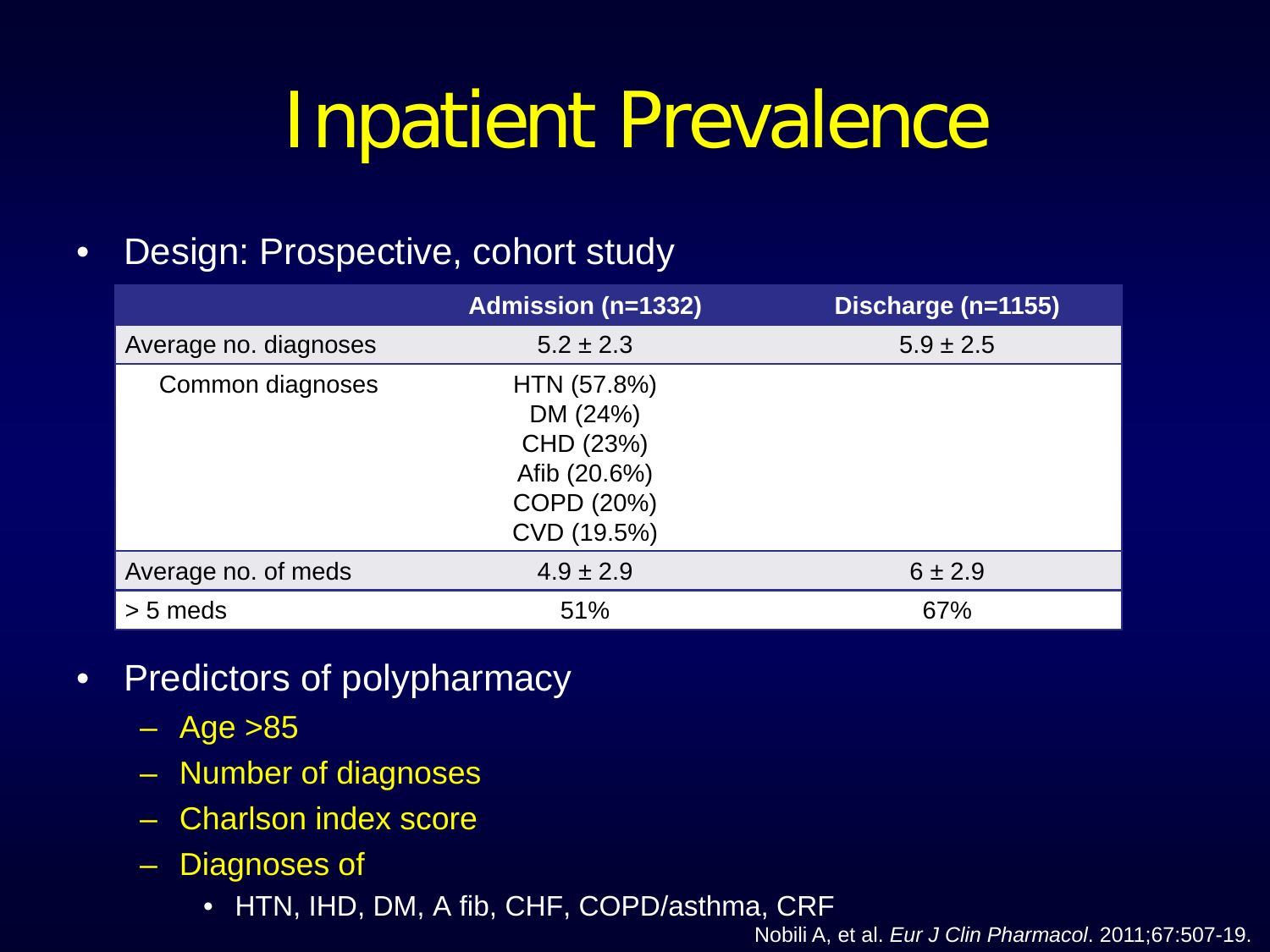# Inpatient Prevalence

- Design: Prospective, cohort study

| | Admission (n=1332) | Discharge (n=1155) |
|---|---|---|
| Average no. diagnoses | 5.2 ± 2.3 | 5.9 ± 2.5 |
| Common diagnoses | HTN (57.8%)<br>DM (24%)<br>CHD (23%)<br>Afib (20.6%)<br>COPD (20%)<br>CVD (19.5%) | |
| Average no. of meds | 4.9 ± 2.9 | 6 ± 2.9 |
| > 5 meds | 51% | 67% |

- Predictors of polypharmacy
  - Age >85
  - Number of diagnoses
  - Charlson index score
  - Diagnoses of
    - HTN, IHD, DM, A fib, CHF, COPD/asthma, CRF

Nobili A, et al. *Eur J Clin Pharmacol*. 2011;67:507-19.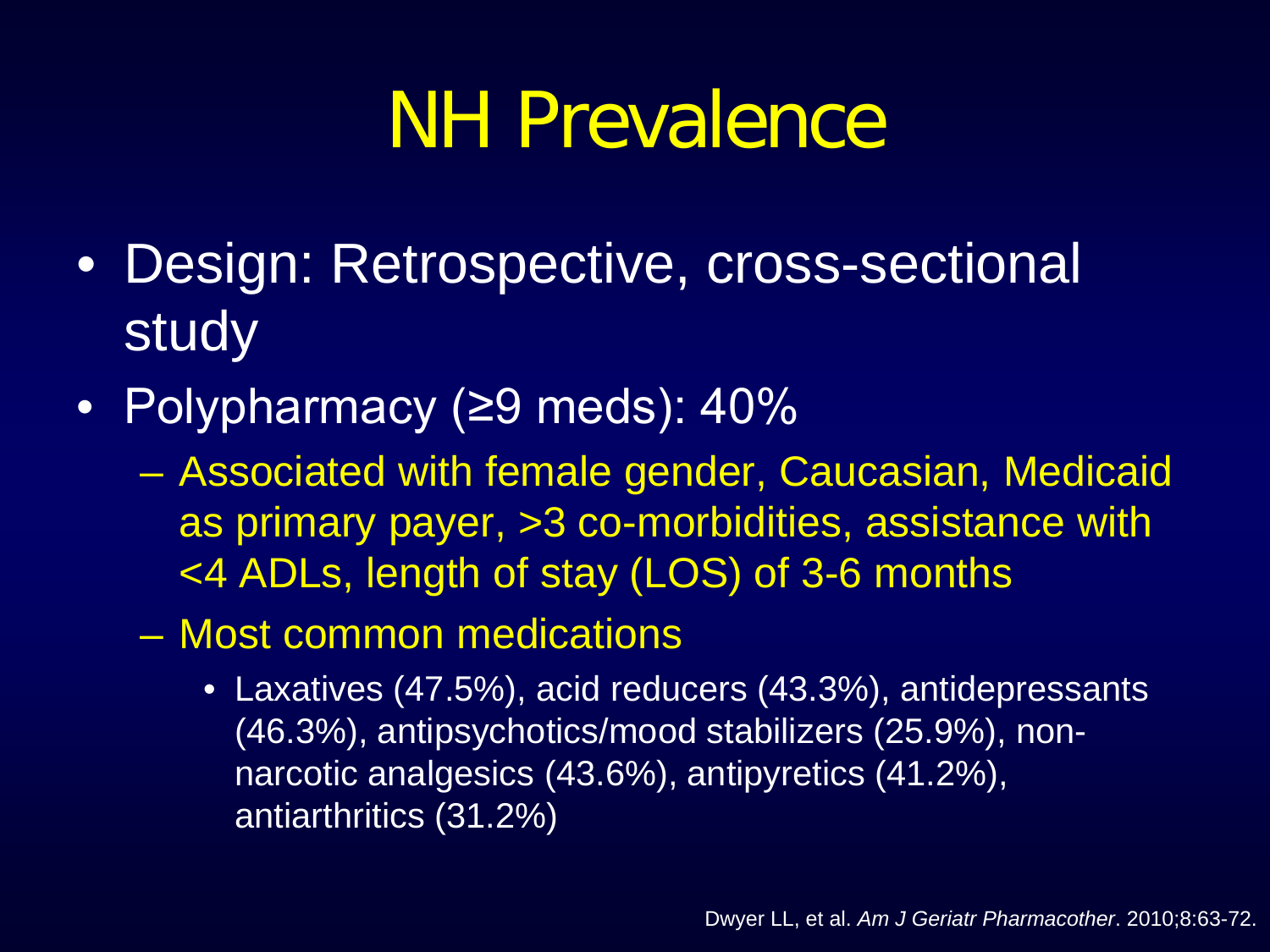# NH Prevalence

- Design: Retrospective, cross-sectional study
- Polypharmacy (≥9 meds): 40%
  - Associated with female gender, Caucasian, Medicaid as primary payer, >3 co-morbidities, assistance with <4 ADLs, length of stay (LOS) of 3-6 months
  - Most common medications
    - Laxatives (47.5%), acid reducers (43.3%), antidepressants (46.3%), antipsychotics/mood stabilizers (25.9%), non-narcotic analgesics (43.6%), antipyretics (41.2%), antiarthritics (31.2%)

Dwyer LL, et al. *Am J Geriatr Pharmacother*. 2010;8:63-72.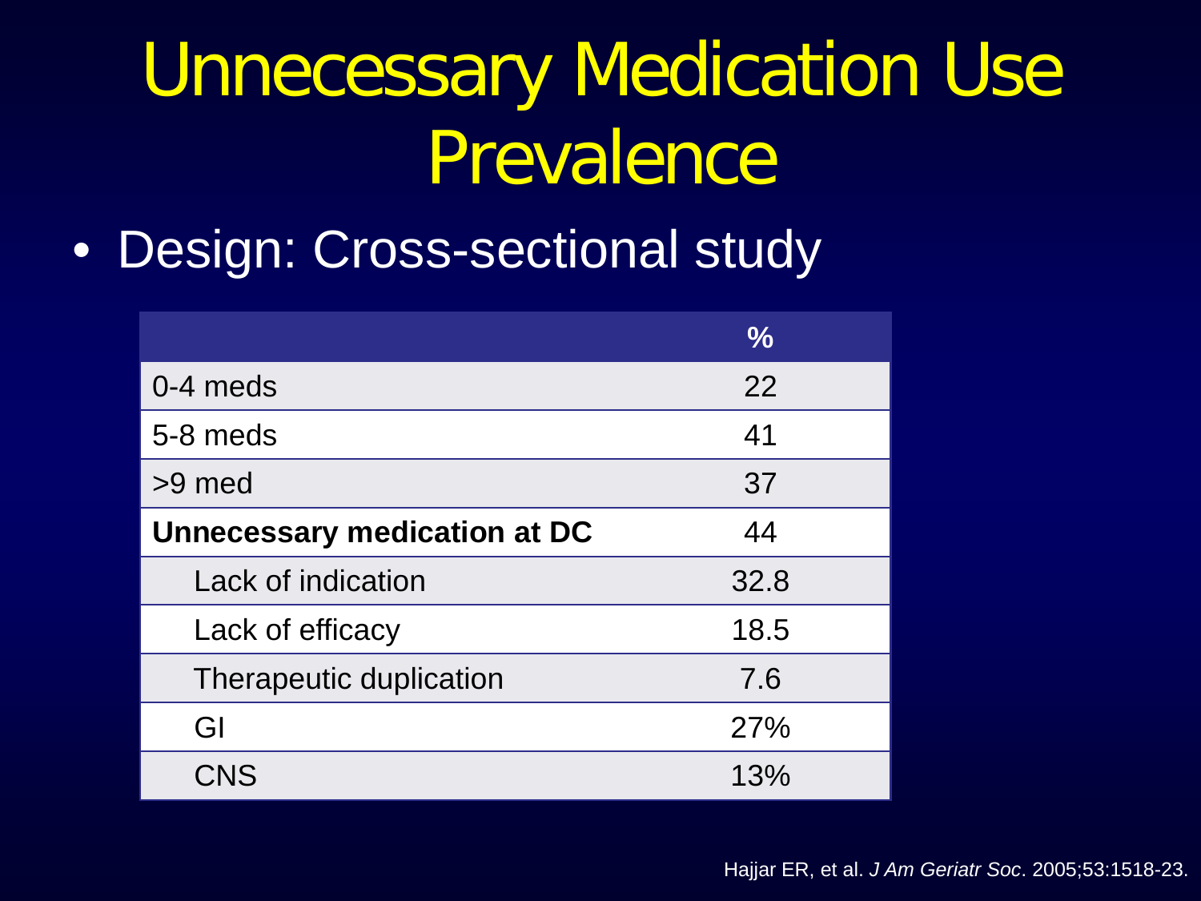# Unnecessary Medication Use Prevalence

- Design: Cross-sectional study

| | % |
|---|---|
| 0-4 meds | 22 |
| 5-8 meds | 41 |
| >9 med | 37 |
| **Unnecessary medication at DC** | 44 |
| Lack of indication | 32.8 |
| Lack of efficacy | 18.5 |
| Therapeutic duplication | 7.6 |
| GI | 27% |
| CNS | 13% |

Hajjar ER, et al. *J Am Geriatr Soc*. 2005;53:1518-23.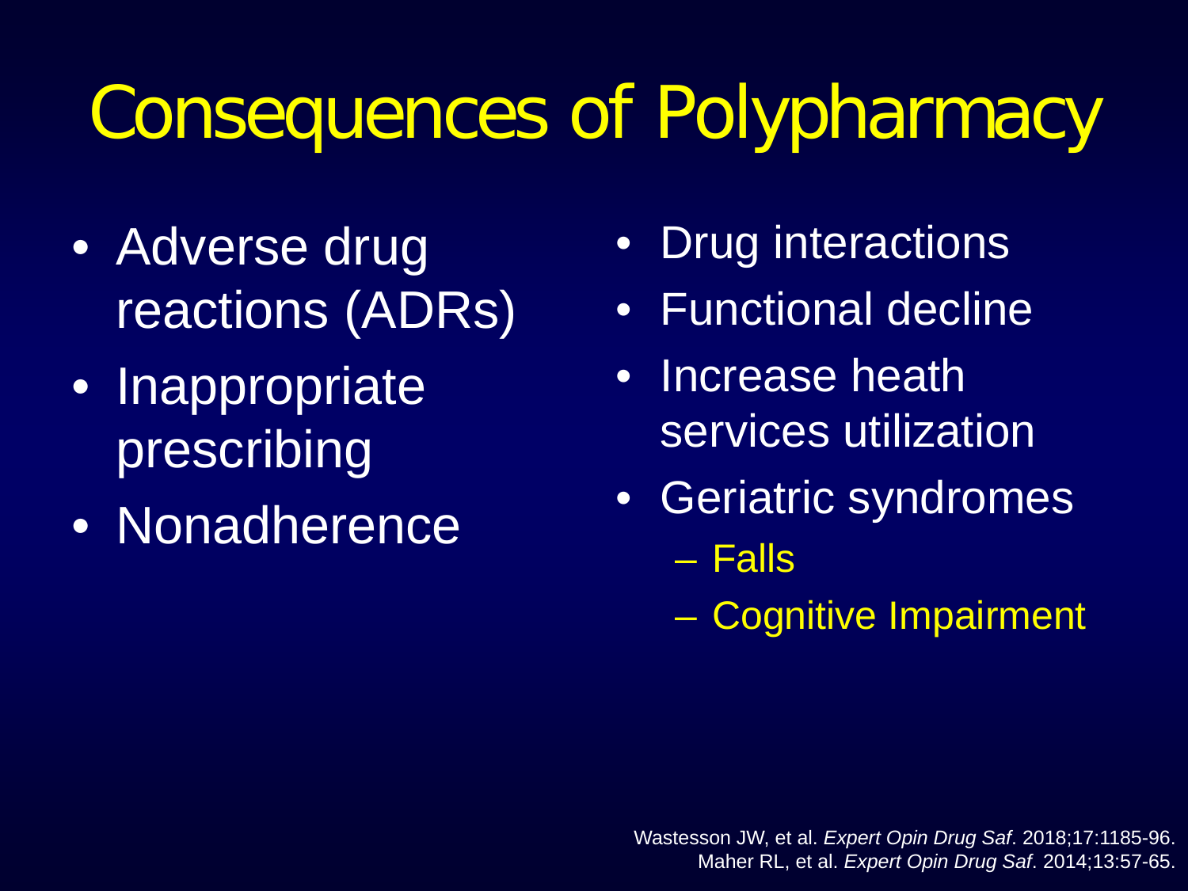# Consequences of Polypharmacy

- Adverse drug reactions (ADRs)
- Inappropriate prescribing
- Nonadherence
- Drug interactions
- Functional decline
- Increase heath services utilization
- Geriatric syndromes
  - Falls
  - Cognitive Impairment

Wastesson JW, et al. *Expert Opin Drug Saf*. 2018;17:1185-96.
Maher RL, et al. *Expert Opin Drug Saf*. 2014;13:57-65.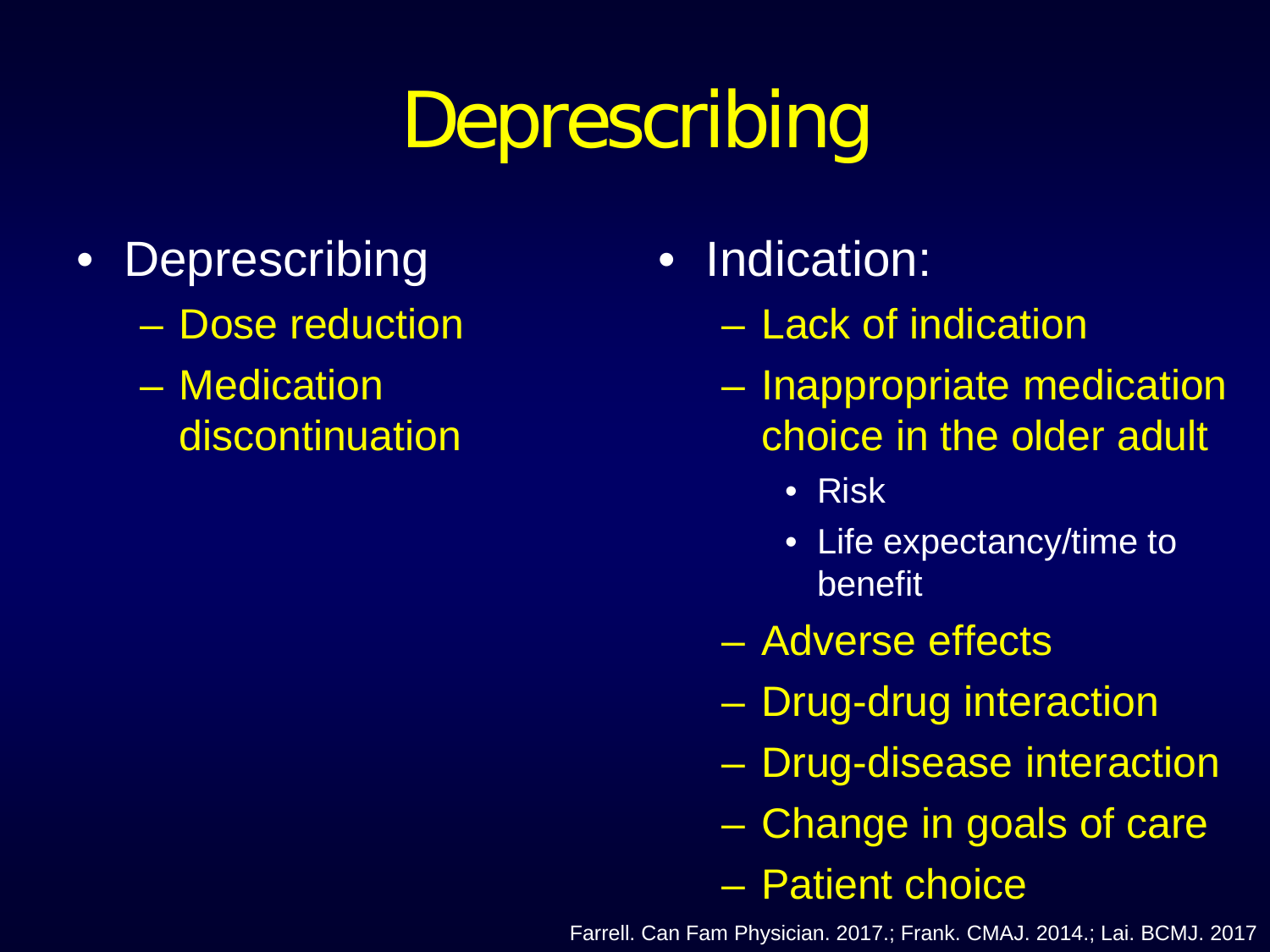# Deprescribing

- Deprescribing
  - Dose reduction
  - Medication discontinuation

- Indication:
  - Lack of indication
  - Inappropriate medication choice in the older adult
    - Risk
    - Life expectancy/time to benefit
  - Adverse effects
  - Drug-drug interaction
  - Drug-disease interaction
  - Change in goals of care
  - Patient choice

Farrell. Can Fam Physician. 2017.; Frank. CMAJ. 2014.; Lai. BCMJ. 2017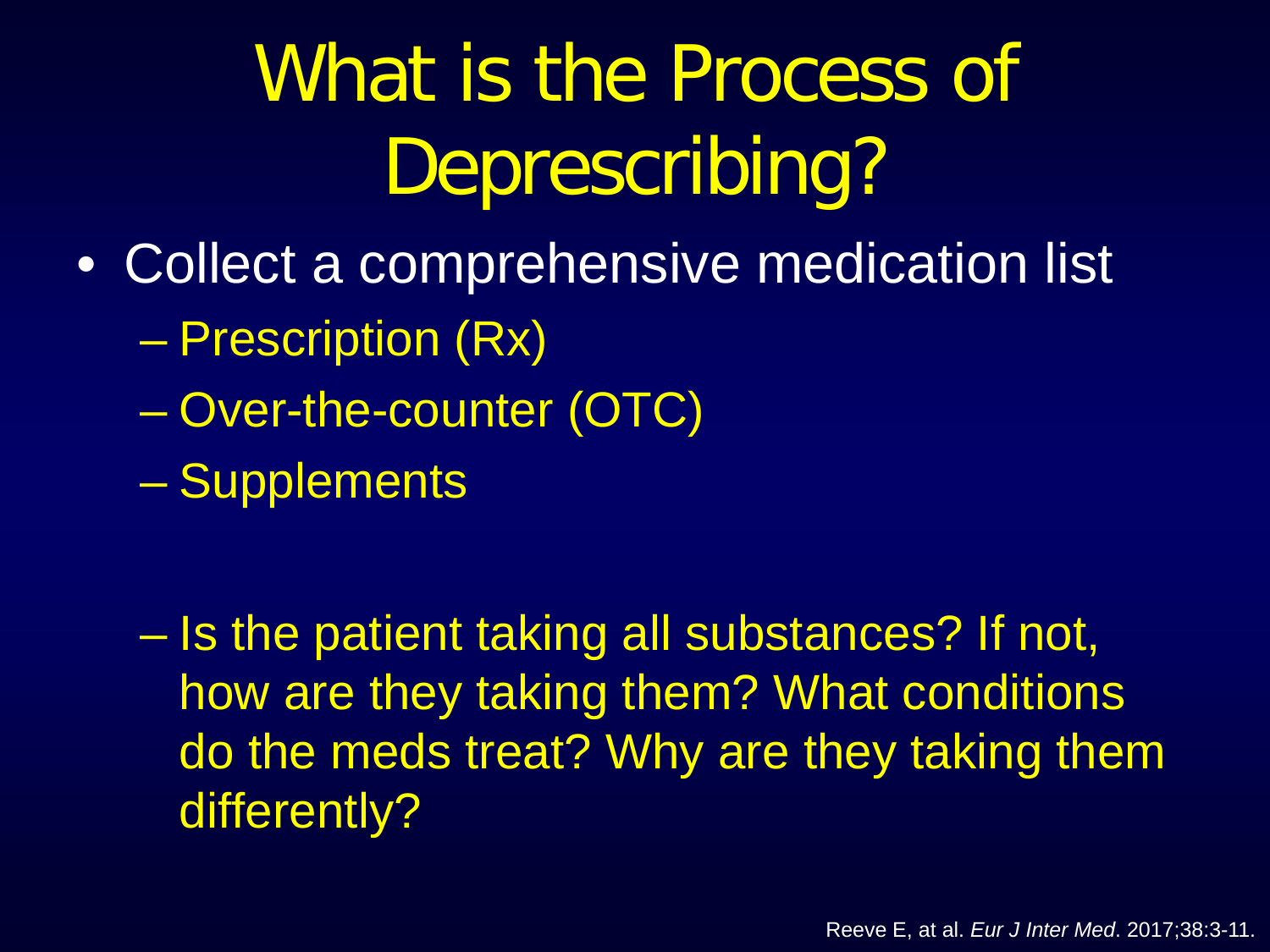# What is the Process of Deprescribing?

- Collect a comprehensive medication list
  - Prescription (Rx)
  - Over-the-counter (OTC)
  - Supplements
  - Is the patient taking all substances? If not, how are they taking them? What conditions do the meds treat? Why are they taking them differently?

Reeve E, at al. *Eur J Inter Med*. 2017;38:3-11.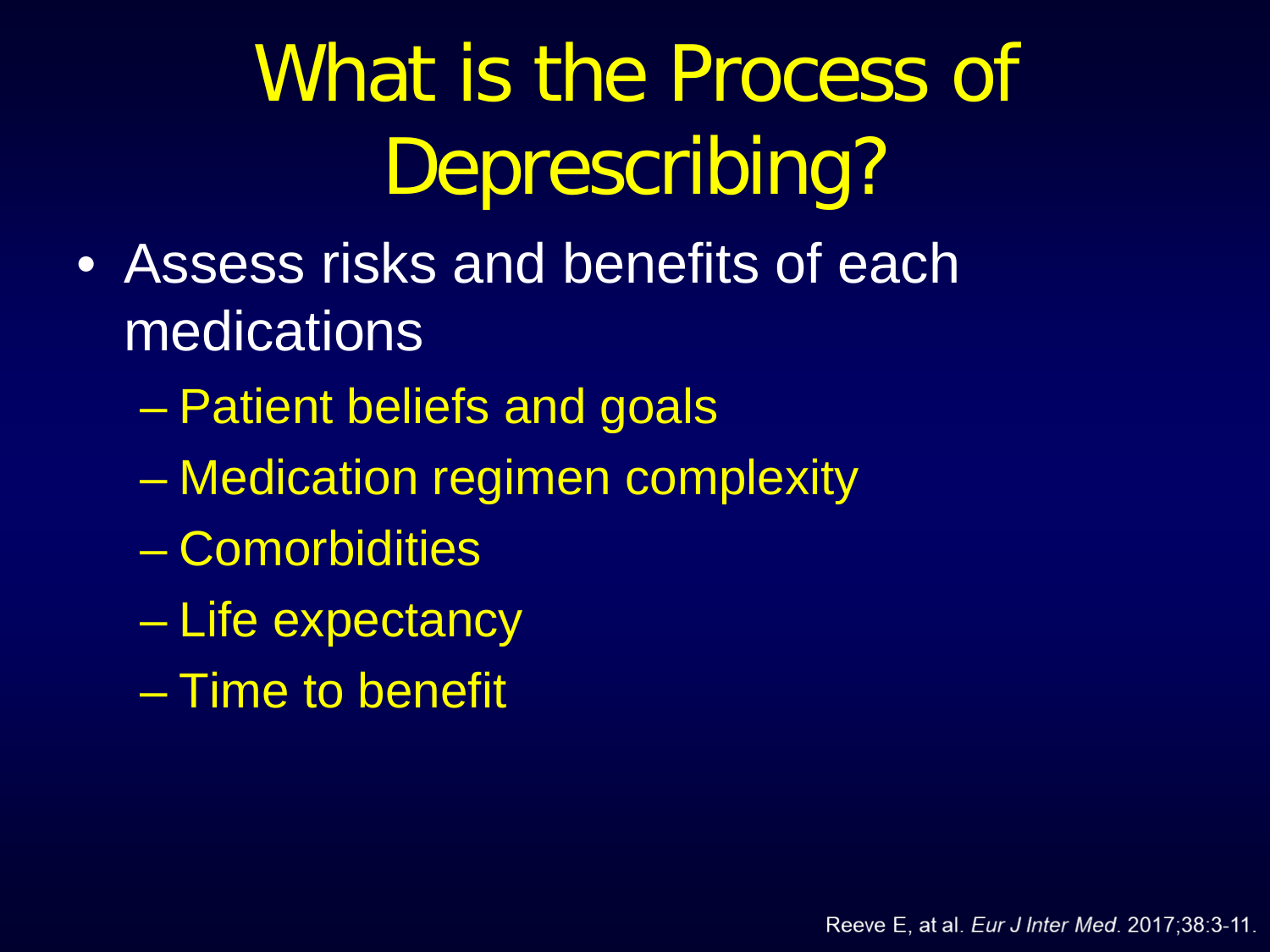# What is the Process of Deprescribing?

- Assess risks and benefits of each medications
  - Patient beliefs and goals
  - Medication regimen complexity
  - Comorbidities
  - Life expectancy
  - Time to benefit

Reeve E, at al. *Eur J Inter Med*. 2017;38:3-11.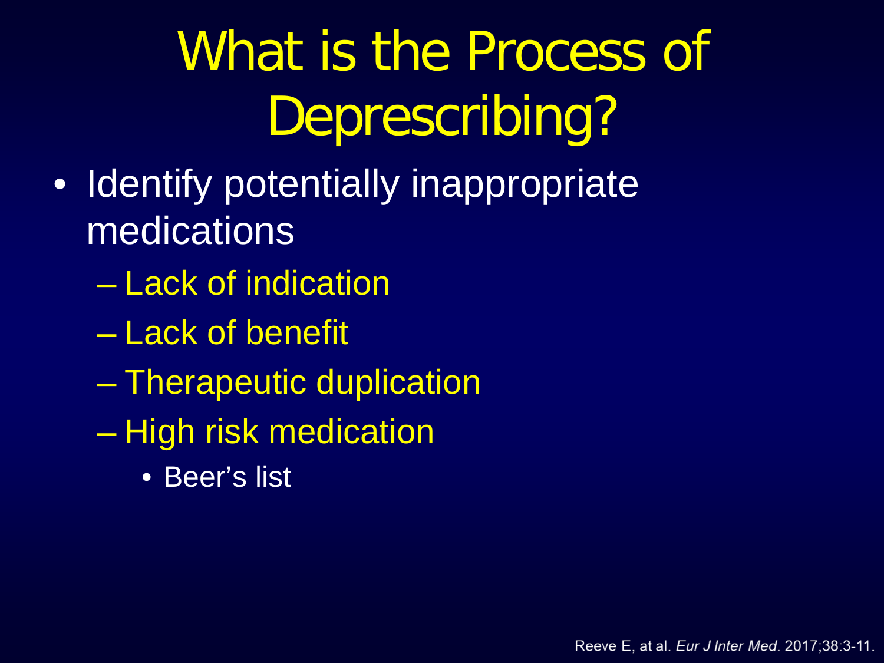# What is the Process of Deprescribing?

- Identify potentially inappropriate medications
  - Lack of indication
  - Lack of benefit
  - Therapeutic duplication
  - High risk medication
    - Beer's list

Reeve E, at al. *Eur J Inter Med*. 2017;38:3-11.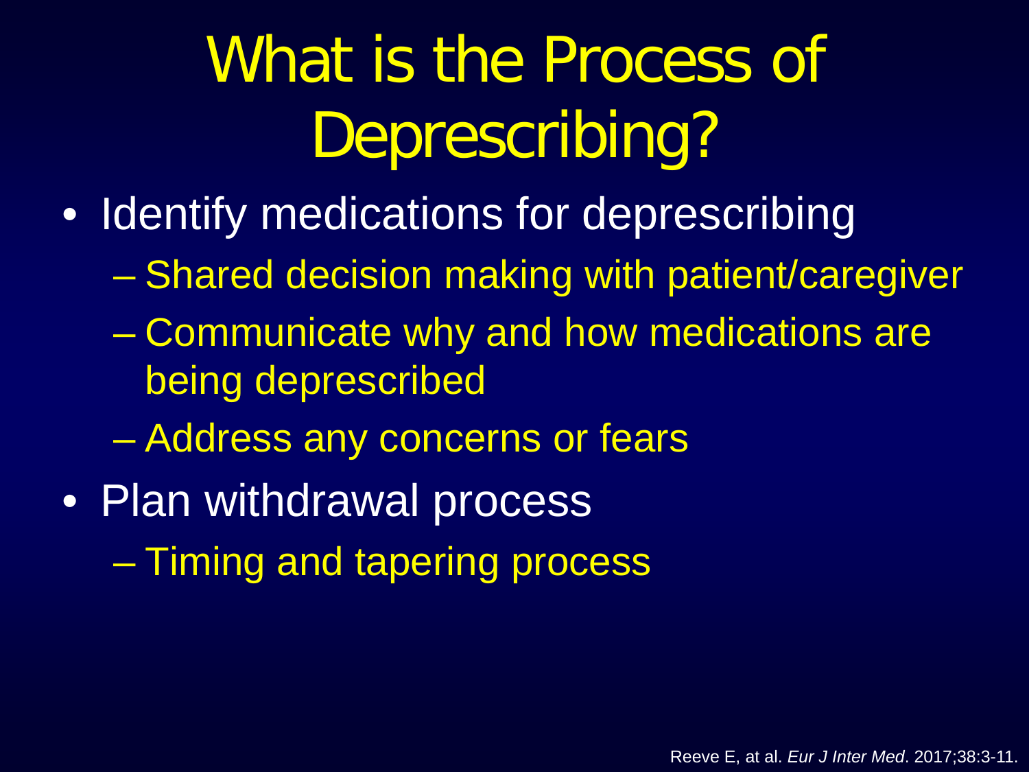# What is the Process of Deprescribing?

- Identify medications for deprescribing
  - Shared decision making with patient/caregiver
  - Communicate why and how medications are being deprescribed
  - Address any concerns or fears
- Plan withdrawal process
  - Timing and tapering process

Reeve E, at al. *Eur J Inter Med*. 2017;38:3-11.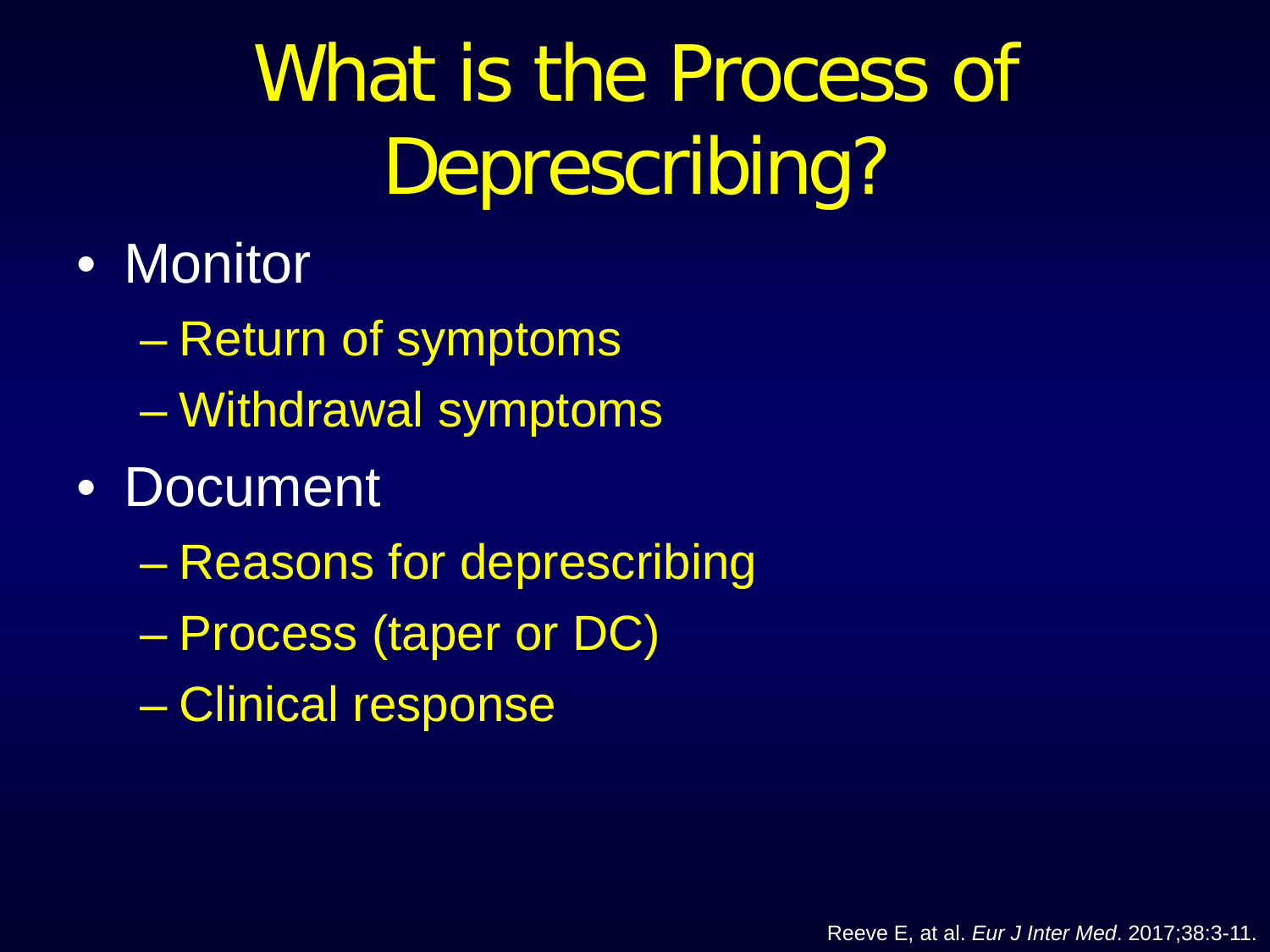# What is the Process of Deprescribing?

- Monitor
  - Return of symptoms
  - Withdrawal symptoms
- Document
  - Reasons for deprescribing
  - Process (taper or DC)
  - Clinical response

Reeve E, at al. *Eur J Inter Med*. 2017;38:3-11.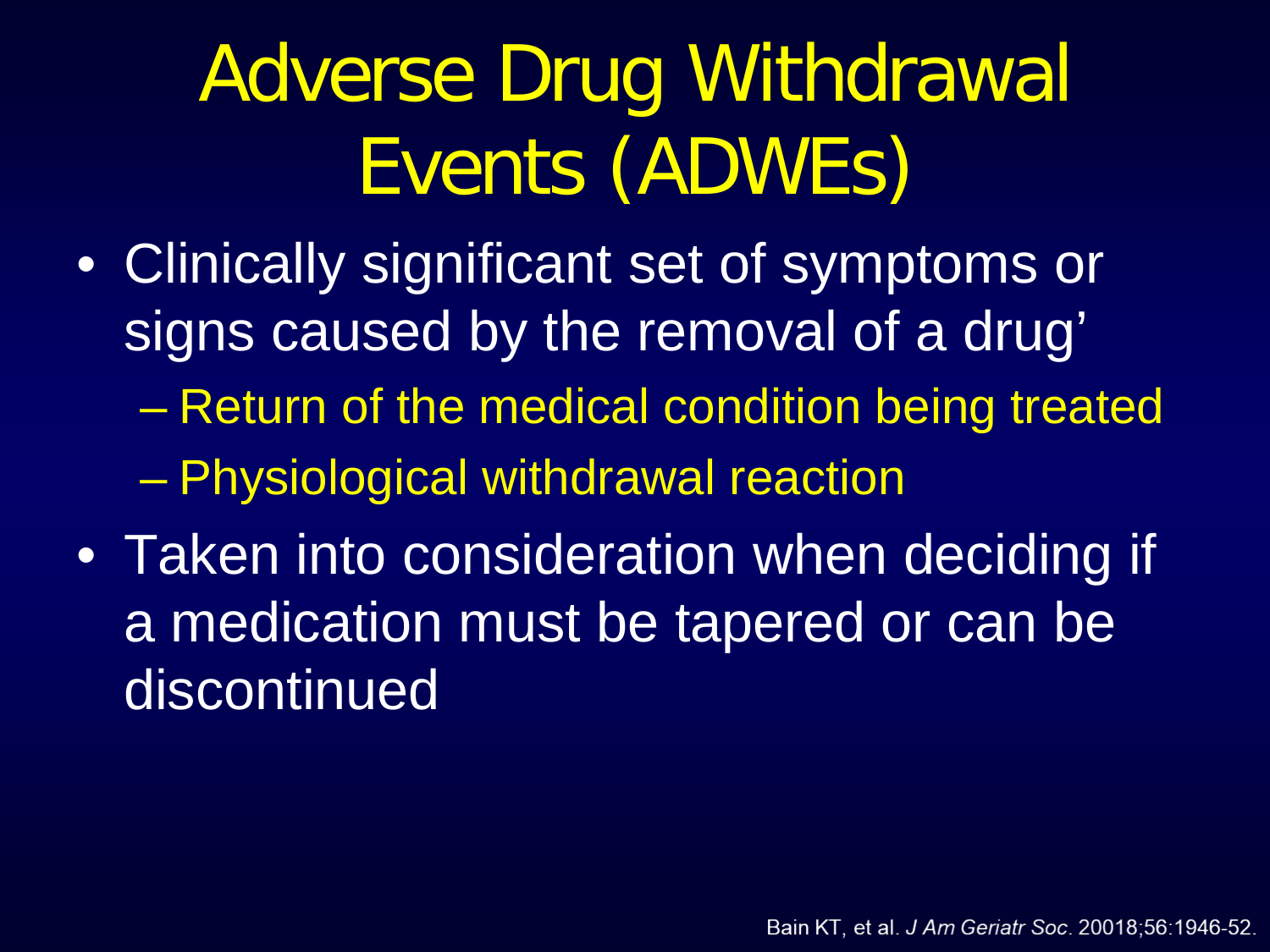# Adverse Drug Withdrawal Events (ADWEs)

- Clinically significant set of symptoms or signs caused by the removal of a drug'
  - Return of the medical condition being treated
  - Physiological withdrawal reaction
- Taken into consideration when deciding if a medication must be tapered or can be discontinued

Bain KT, et al. *J Am Geriatr Soc*. 20018;56:1946-52.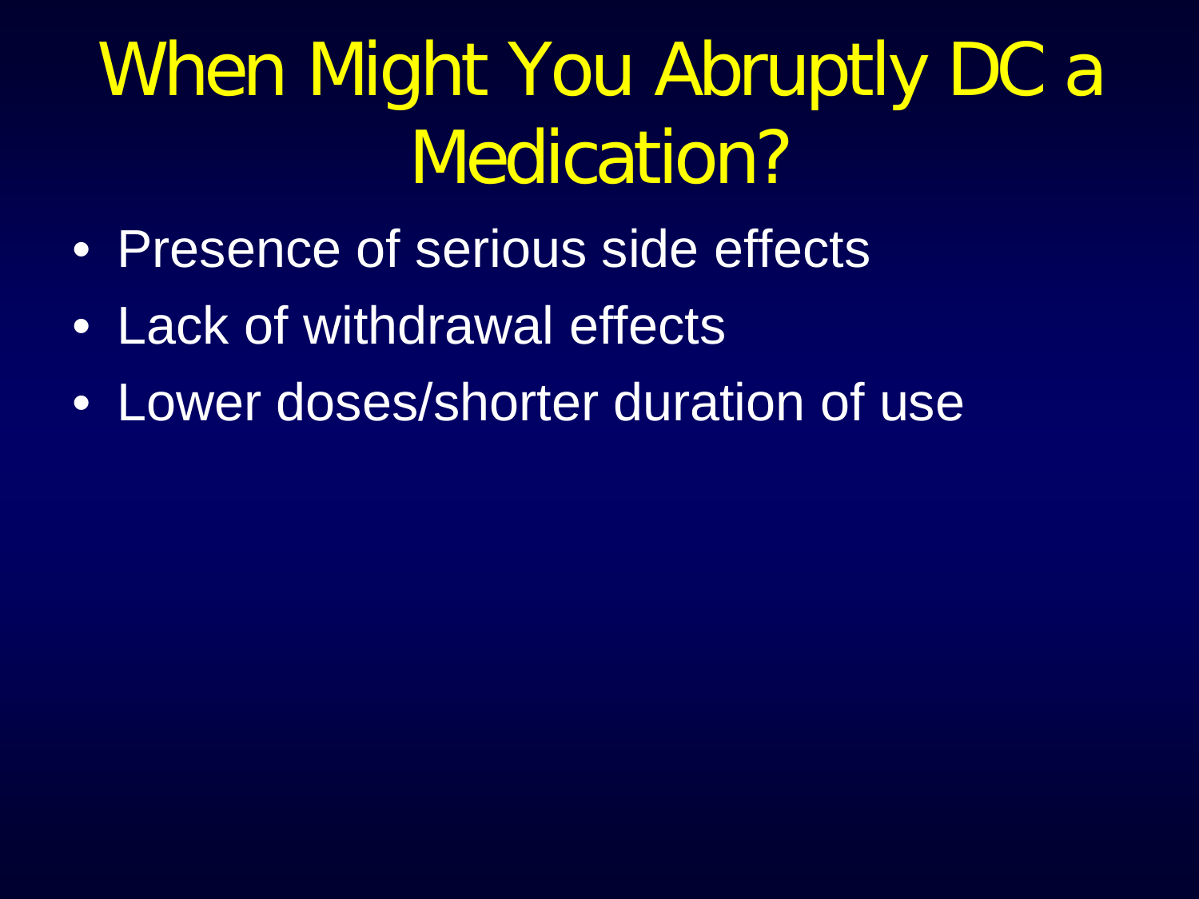# When Might You Abruptly DC a Medication?

- Presence of serious side effects
- Lack of withdrawal effects
- Lower doses/shorter duration of use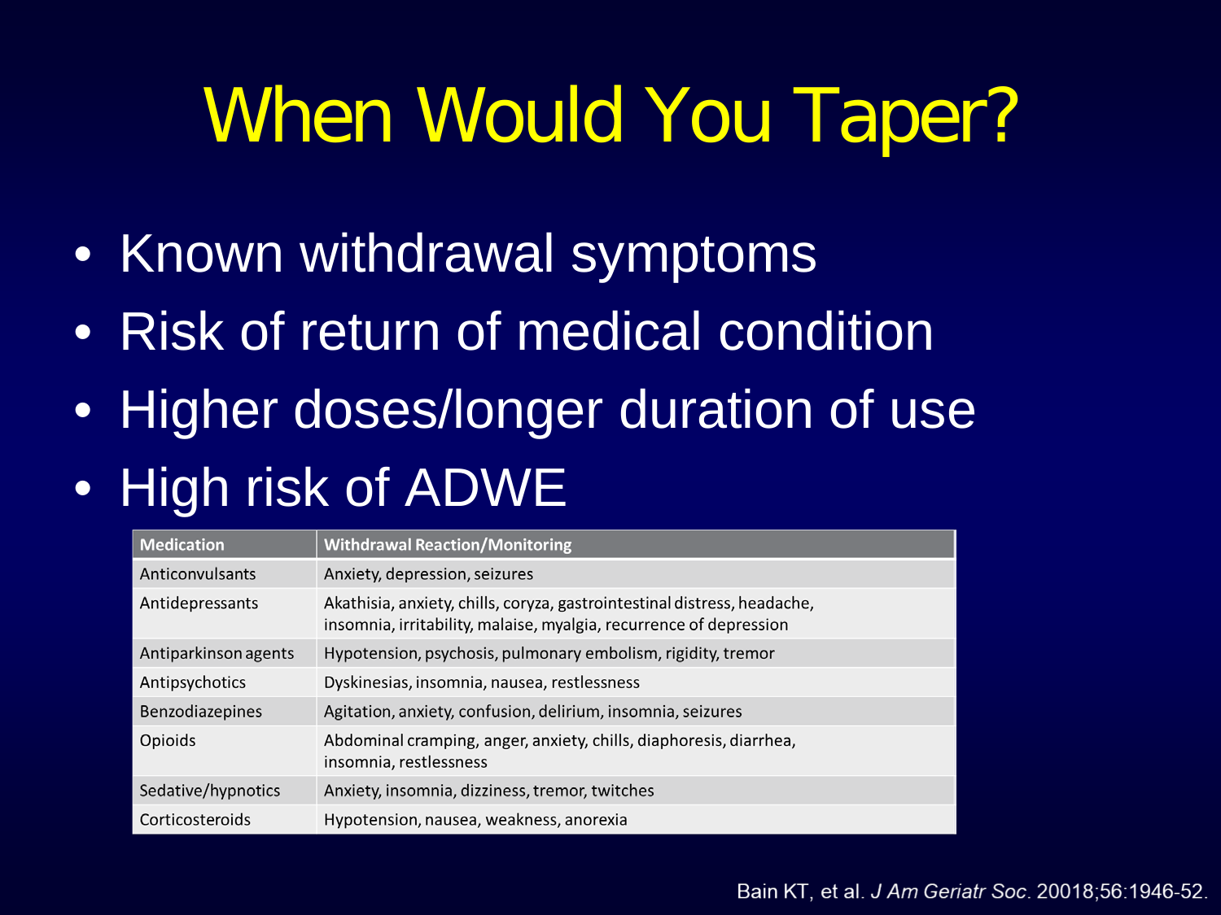# When Would You Taper?

- Known withdrawal symptoms
- Risk of return of medical condition
- Higher doses/longer duration of use
- High risk of ADWE

| Medication | Withdrawal Reaction/Monitoring |
|---|---|
| Anticonvulsants | Anxiety, depression, seizures |
| Antidepressants | Akathisia, anxiety, chills, coryza, gastrointestinal distress, headache, insomnia, irritability, malaise, myalgia, recurrence of depression |
| Antiparkinson agents | Hypotension, psychosis, pulmonary embolism, rigidity, tremor |
| Antipsychotics | Dyskinesias, insomnia, nausea, restlessness |
| Benzodiazepines | Agitation, anxiety, confusion, delirium, insomnia, seizures |
| Opioids | Abdominal cramping, anger, anxiety, chills, diaphoresis, diarrhea, insomnia, restlessness |
| Sedative/hypnotics | Anxiety, insomnia, dizziness, tremor, twitches |
| Corticosteroids | Hypotension, nausea, weakness, anorexia |

Bain KT, et al. *J Am Geriatr Soc*. 20018;56:1946-52.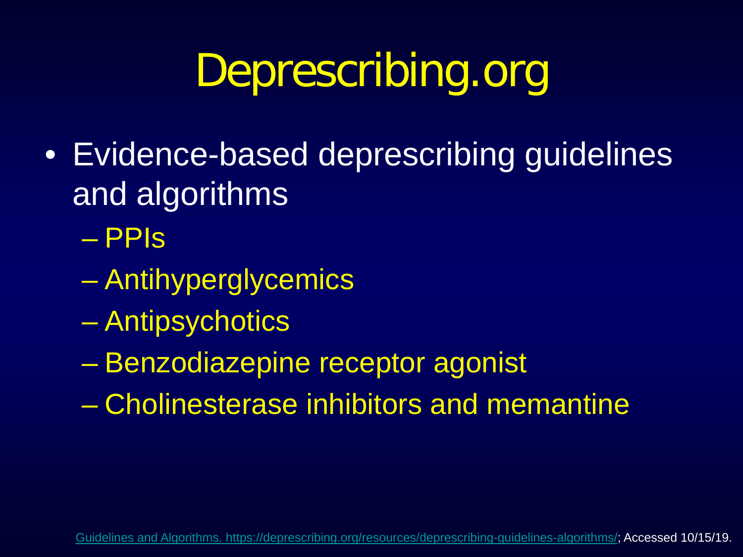# Deprescribing.org

- Evidence-based deprescribing guidelines and algorithms
  - PPIs
  - Antihyperglycemics
  - Antipsychotics
  - Benzodiazepine receptor agonist
  - Cholinesterase inhibitors and memantine

Guidelines and Algorithms. https://deprescribing.org/resources/deprescribing-guidelines-algorithms/; Accessed 10/15/19.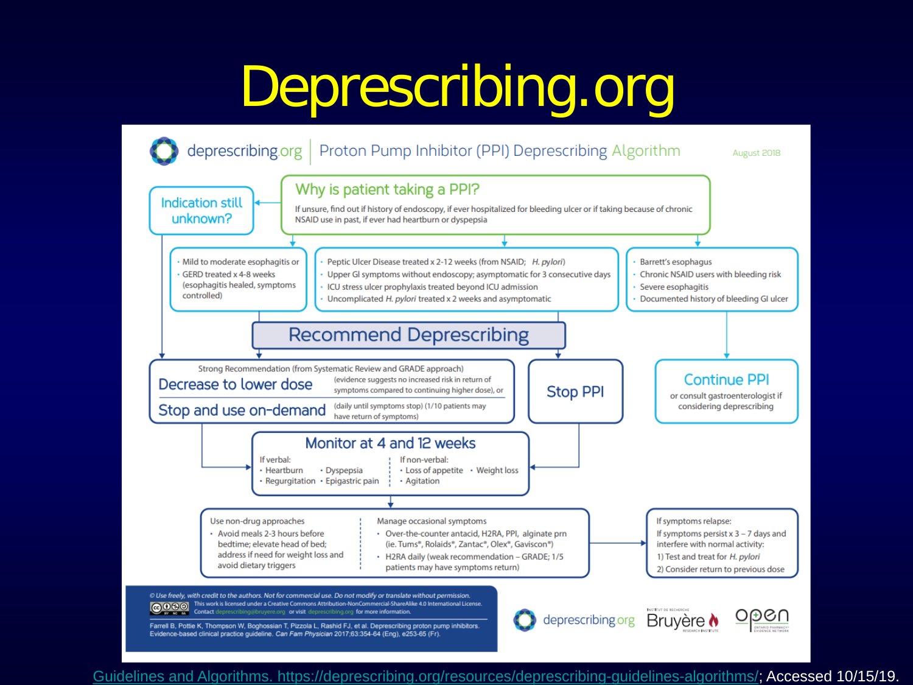# Deprescribing.org

**deprescribing.org | Proton Pump Inhibitor (PPI) Deprescribing Algorithm** — August 2018

## Why is patient taking a PPI?

If unsure, find out if history of endoscopy, if ever hospitalized for bleeding ulcer or if taking because of chronic NSAID use in past, if ever had heartburn or dyspepsia

**Indication still unknown?**

- Mild to moderate esophagitis or
- GERD treated x 4-8 weeks (esophagitis healed, symptoms controlled)

- Peptic Ulcer Disease treated x 2-12 weeks (from NSAID; *H. pylori*)
- Upper GI symptoms without endoscopy; asymptomatic for 3 consecutive days
- ICU stress ulcer prophylaxis treated beyond ICU admission
- Uncomplicated *H. pylori* treated x 2 weeks and asymptomatic

- Barrett's esophagus
- Chronic NSAID users with bleeding risk
- Severe esophagitis
- Documented history of bleeding GI ulcer

## Recommend Deprescribing

Strong Recommendation (from Systematic Review and GRADE approach)

**Decrease to lower dose** (evidence suggests no increased risk in return of symptoms compared to continuing higher dose), or

**Stop and use on-demand** (daily until symptoms stop) (1/10 patients may have return of symptoms)

**Stop PPI**

**Continue PPI** or consult gastroenterologist if considering deprescribing

## Monitor at 4 and 12 weeks

If verbal:
- Heartburn
- Regurgitation
- Dyspepsia
- Epigastric pain

If non-verbal:
- Loss of appetite
- Weight loss
- Agitation

Use non-drug approaches
- Avoid meals 2-3 hours before bedtime; elevate head of bed; address if need for weight loss and avoid dietary triggers

Manage occasional symptoms
- Over-the-counter antacid, H2RA, PPI, alginate prn (ie. Tums®, Rolaids®, Zantac®, Olex®, Gaviscon®)
- H2RA daily (weak recommendation – GRADE; 1/5 patients may have symptoms return)

If symptoms relapse:
If symptoms persist x 3 – 7 days and interfere with normal activity:
1) Test and treat for *H. pylori*
2) Consider return to previous dose

© Use freely, with credit to the authors. Not for commercial use. Do not modify or translate without permission. This work is licensed under a Creative Commons Attribution-NonCommercial-ShareAlike 4.0 International License. Contact deprescribing@bruyere.org or visit deprescribing.org for more information.

Farrell B, Pottie K, Thompson W, Boghossian T, Pizzola L, Rashid FJ, et al. Deprescribing proton pump inhibitors. Evidence-based clinical practice guideline. *Can Fam Physician* 2017;63:354-64 (Eng), e253-65 (Fr).

deprescribing.org | Bruyère Research Institute | OPEN Ontario Pharmacy Evidence Network

Guidelines and Algorithms. https://deprescribing.org/resources/deprescribing-guidelines-algorithms/; Accessed 10/15/19.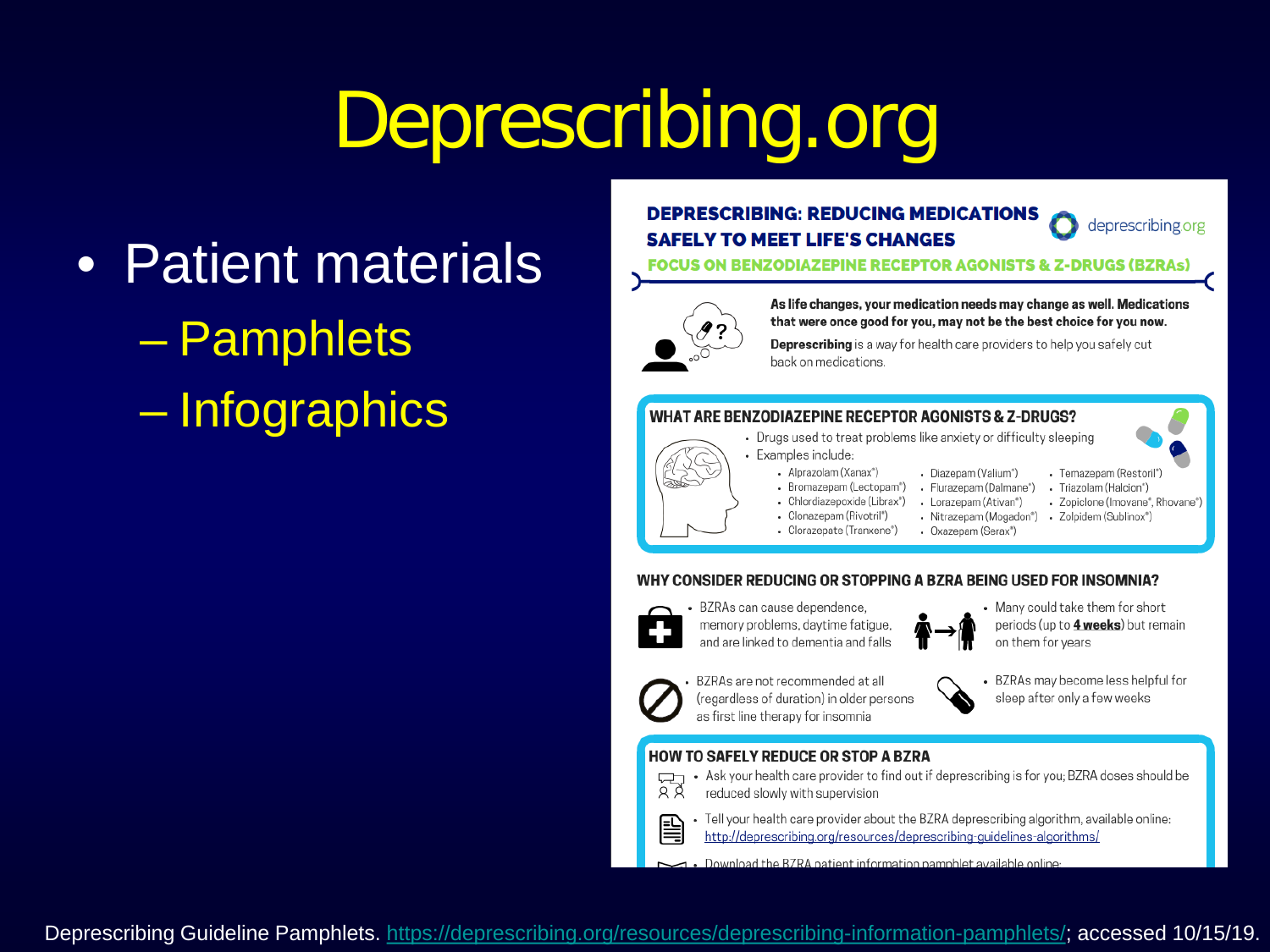# Deprescribing.org

- Patient materials
  - Pamphlets
  - Infographics

**DEPRESCRIBING: REDUCING MEDICATIONS SAFELY TO MEET LIFE'S CHANGES**

deprescribing.org

**FOCUS ON BENZODIAZEPINE RECEPTOR AGONISTS & Z-DRUGS (BZRAs)**

**As life changes, your medication needs may change as well. Medications that were once good for you, may not be the best choice for you now.**

**Deprescribing** is a way for health care providers to help you safely cut back on medications.

**WHAT ARE BENZODIAZEPINE RECEPTOR AGONISTS & Z-DRUGS?**

- Drugs used to treat problems like anxiety or difficulty sleeping
- Examples include:
  - Alprazolam (Xanax®)
  - Bromazepam (Lectopam®)
  - Chlordiazepoxide (Librax®)
  - Clonazepam (Rivotril®)
  - Clorazepate (Tranxene®)
  - Diazepam (Valium®)
  - Flurazepam (Dalmane®)
  - Lorazepam (Ativan®)
  - Nitrazepam (Mogadon®)
  - Oxazepam (Serax®)
  - Temazepam (Restoril®)
  - Triazolam (Halcion®)
  - Zopiclone (Imovane®, Rhovane®)
  - Zolpidem (Sublinox®)

**WHY CONSIDER REDUCING OR STOPPING A BZRA BEING USED FOR INSOMNIA?**

- BZRAs can cause dependence, memory problems, daytime fatigue, and are linked to dementia and falls
- Many could take them for short periods (up to **4 weeks**) but remain on them for years
- BZRAs are not recommended at all (regardless of duration) in older persons as first line therapy for insomnia
- BZRAs may become less helpful for sleep after only a few weeks

**HOW TO SAFELY REDUCE OR STOP A BZRA**

- Ask your health care provider to find out if deprescribing is for you; BZRA doses should be reduced slowly with supervision
- Tell your health care provider about the BZRA deprescribing algorithm, available online: http://deprescribing.org/resources/deprescribing-guidelines-algorithms/
- Download the BZRA patient information pamphlet available online:

Deprescribing Guideline Pamphlets. https://deprescribing.org/resources/deprescribing-information-pamphlets/; accessed 10/15/19.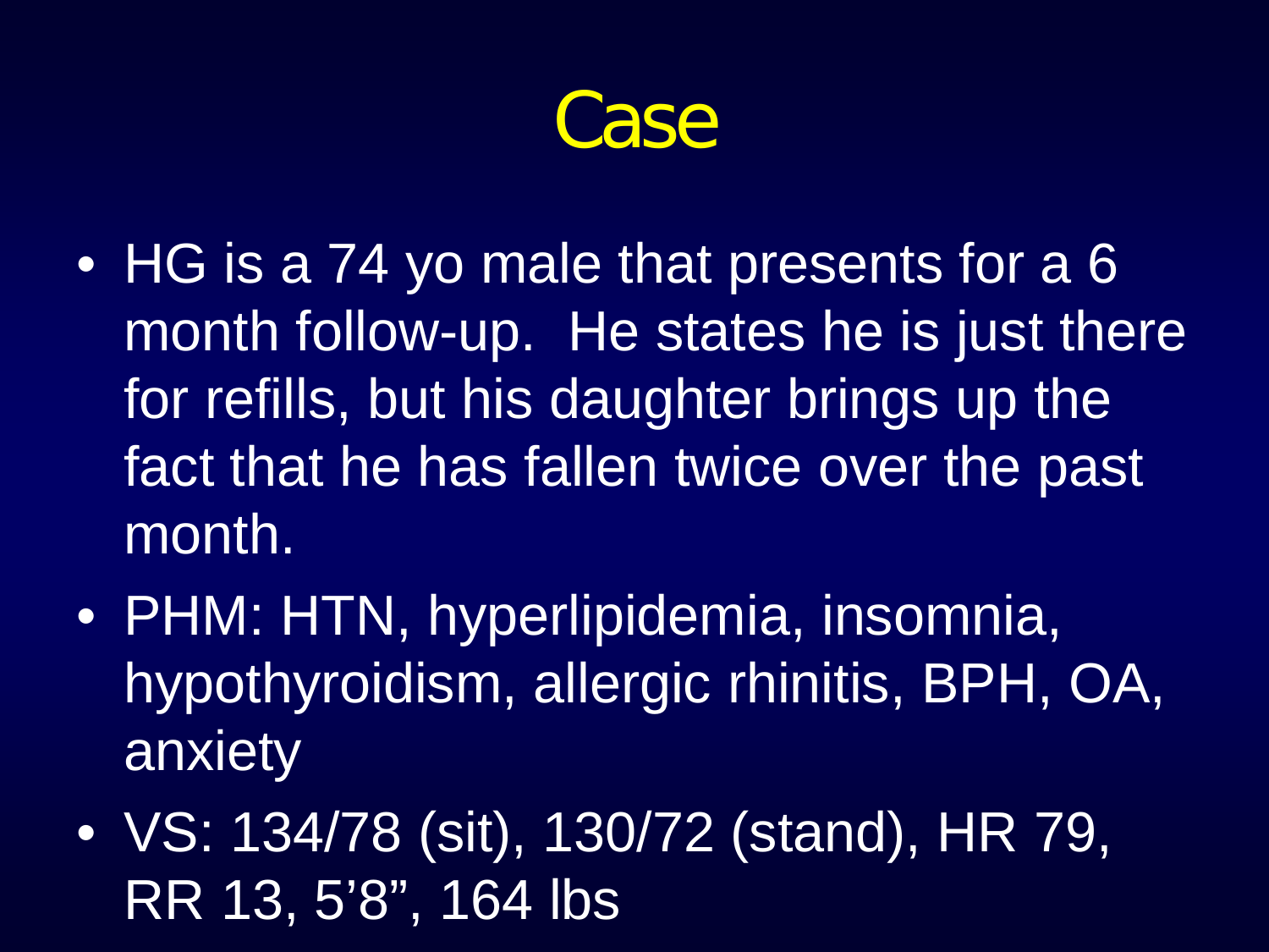# Case

- HG is a 74 yo male that presents for a 6 month follow-up. He states he is just there for refills, but his daughter brings up the fact that he has fallen twice over the past month.
- PHM: HTN, hyperlipidemia, insomnia, hypothyroidism, allergic rhinitis, BPH, OA, anxiety
- VS: 134/78 (sit), 130/72 (stand), HR 79, RR 13, 5'8", 164 lbs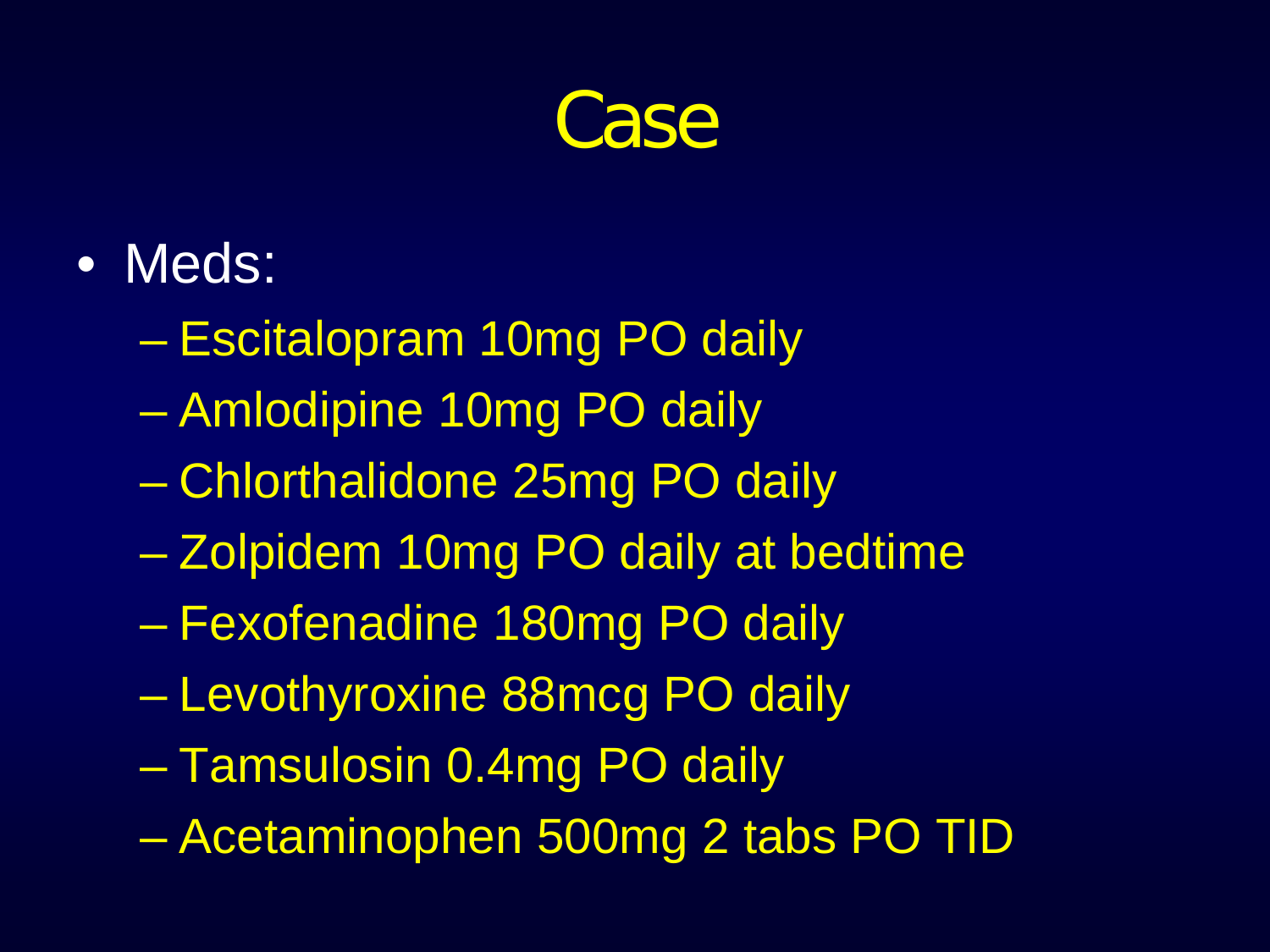# Case

- Meds:
  - Escitalopram 10mg PO daily
  - Amlodipine 10mg PO daily
  - Chlorthalidone 25mg PO daily
  - Zolpidem 10mg PO daily at bedtime
  - Fexofenadine 180mg PO daily
  - Levothyroxine 88mcg PO daily
  - Tamsulosin 0.4mg PO daily
  - Acetaminophen 500mg 2 tabs PO TID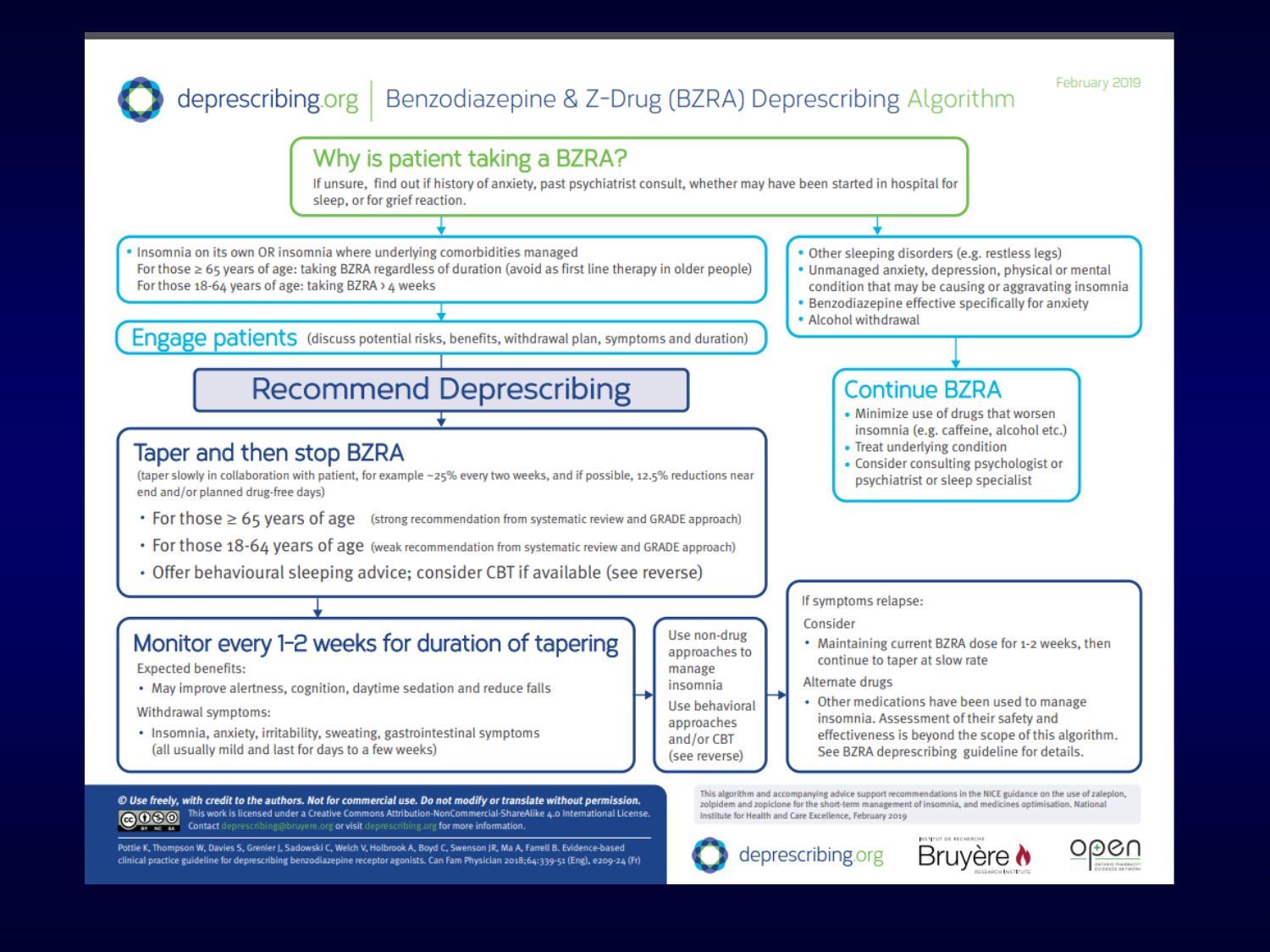# deprescribing.org | Benzodiazepine & Z-Drug (BZRA) Deprescribing Algorithm

February 2019

## Why is patient taking a BZRA?

If unsure, find out if history of anxiety, past psychiatrist consult, whether may have been started in hospital for sleep, or for grief reaction.

- Insomnia on its own OR insomnia where underlying comorbidities managed
  For those ≥ 65 years of age: taking BZRA regardless of duration (avoid as first line therapy in older people)
  For those 18-64 years of age: taking BZRA › 4 weeks

## Engage patients (discuss potential risks, benefits, withdrawal plan, symptoms and duration)

## Recommend Deprescribing

## Taper and then stop BZRA

(taper slowly in collaboration with patient, for example ~25% every two weeks, and if possible, 12.5% reductions near end and/or planned drug-free days)

- For those ≥ 65 years of age (strong recommendation from systematic review and GRADE approach)
- For those 18-64 years of age (weak recommendation from systematic review and GRADE approach)
- Offer behavioural sleeping advice; consider CBT if available (see reverse)

## Monitor every 1-2 weeks for duration of tapering

Expected benefits:

- May improve alertness, cognition, daytime sedation and reduce falls

Withdrawal symptoms:

- Insomnia, anxiety, irritability, sweating, gastrointestinal symptoms (all usually mild and last for days to a few weeks)

Use non-drug approaches to manage insomnia

Use behavioral approaches and/or CBT (see reverse)

If symptoms relapse:

Consider

- Maintaining current BZRA dose for 1-2 weeks, then continue to taper at slow rate

Alternate drugs

- Other medications have been used to manage insomnia. Assessment of their safety and effectiveness is beyond the scope of this algorithm. See BZRA deprescribing guideline for details.

---

- Other sleeping disorders (e.g. restless legs)
- Unmanaged anxiety, depression, physical or mental condition that may be causing or aggravating insomnia
- Benzodiazepine effective specifically for anxiety
- Alcohol withdrawal

## Continue BZRA

- Minimize use of drugs that worsen insomnia (e.g. caffeine, alcohol etc.)
- Treat underlying condition
- Consider consulting psychologist or psychiatrist or sleep specialist

---

*© Use freely, with credit to the authors. Not for commercial use. Do not modify or translate without permission.*

This work is licensed under a Creative Commons Attribution-NonCommercial-ShareAlike 4.0 International License. Contact deprescribing@bruyere.org or visit deprescribing.org for more information.

Pottie K, Thompson W, Davies S, Grenier J, Sadowski C, Welch V, Holbrook A, Boyd C, Swenson JR, Ma A, Farrell B. Evidence-based clinical practice guideline for deprescribing benzodiazepine receptor agonists. Can Fam Physician 2018;64:339-51 (Eng), e209-24 (Fr)

This algorithm and accompanying advice support recommendations in the NICE guidance on the use of zaleplon, zolpidem and zopiclone for the short-term management of insomnia, and medicines optimisation. National Institute for Health and Care Excellence, February 2019

deprescribing.org | Bruyère Research Institute | open Ontario Pharmacy Evidence Network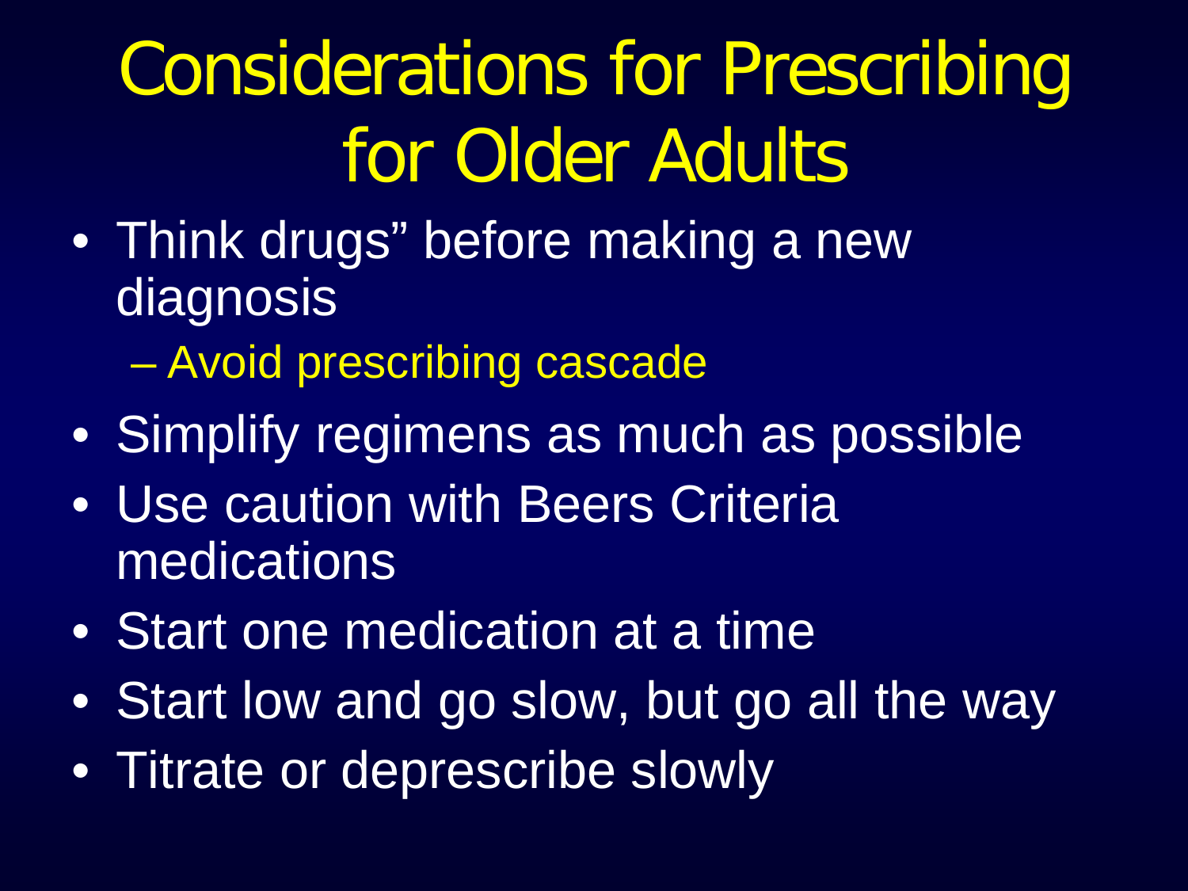# Considerations for Prescribing for Older Adults

- Think drugs" before making a new diagnosis
  - Avoid prescribing cascade
- Simplify regimens as much as possible
- Use caution with Beers Criteria medications
- Start one medication at a time
- Start low and go slow, but go all the way
- Titrate or deprescribe slowly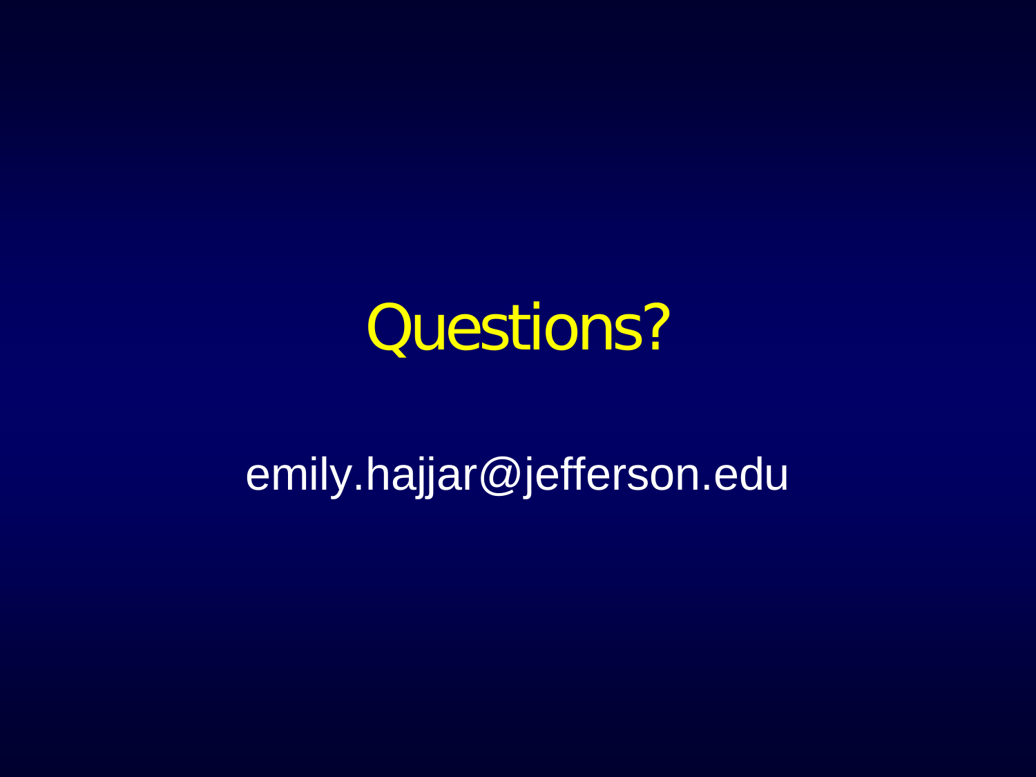# Questions?

emily.hajjar@jefferson.edu